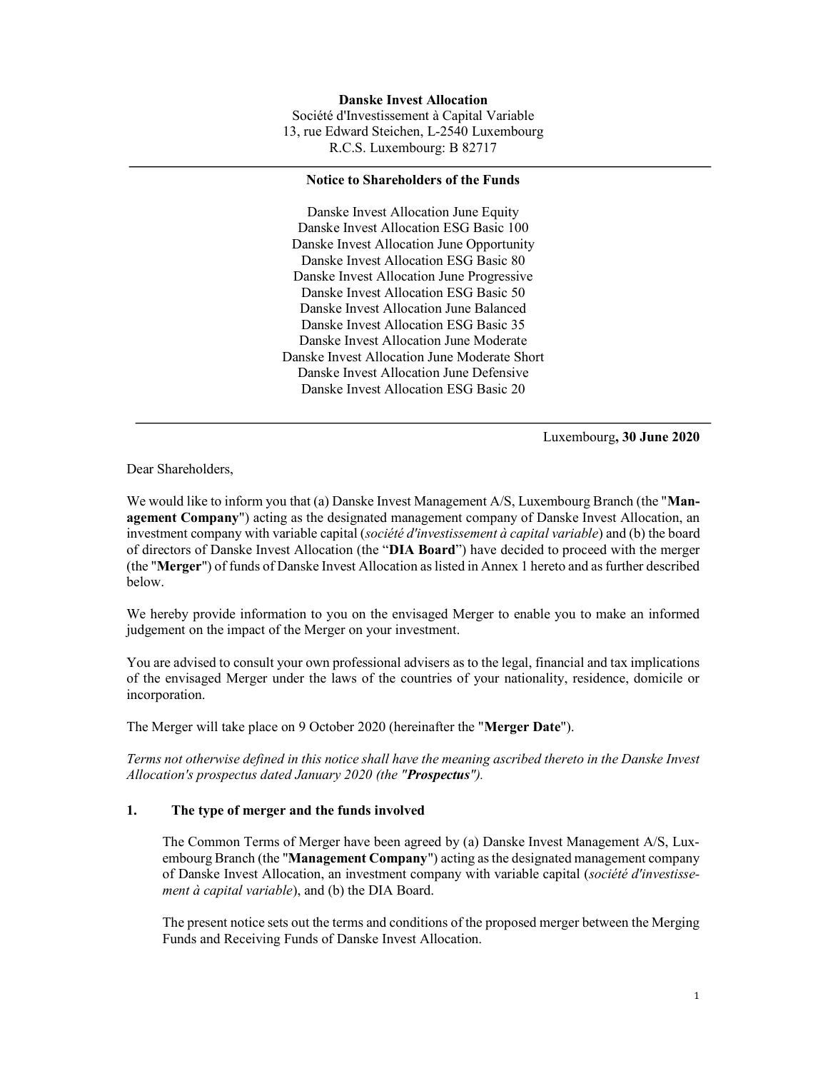**Danske Invest Allocation**
Société d'Investissement à Capital Variable
13, rue Edward Steichen, L-2540 Luxembourg
R.C.S. Luxembourg: B 82717

---

**Notice to Shareholders of the Funds**

Danske Invest Allocation June Equity
Danske Invest Allocation ESG Basic 100
Danske Invest Allocation June Opportunity
Danske Invest Allocation ESG Basic 80
Danske Invest Allocation June Progressive
Danske Invest Allocation ESG Basic 50
Danske Invest Allocation June Balanced
Danske Invest Allocation ESG Basic 35
Danske Invest Allocation June Moderate
Danske Invest Allocation June Moderate Short
Danske Invest Allocation June Defensive
Danske Invest Allocation ESG Basic 20

---

Luxembourg**, 30 June 2020**

Dear Shareholders,

We would like to inform you that (a) Danske Invest Management A/S, Luxembourg Branch (the "**Management Company**") acting as the designated management company of Danske Invest Allocation, an investment company with variable capital (*société d'investissement à capital variable*) and (b) the board of directors of Danske Invest Allocation (the "**DIA Board**") have decided to proceed with the merger (the "**Merger**") of funds of Danske Invest Allocation as listed in Annex 1 hereto and as further described below.

We hereby provide information to you on the envisaged Merger to enable you to make an informed judgement on the impact of the Merger on your investment.

You are advised to consult your own professional advisers as to the legal, financial and tax implications of the envisaged Merger under the laws of the countries of your nationality, residence, domicile or incorporation.

The Merger will take place on 9 October 2020 (hereinafter the "**Merger Date**").

*Terms not otherwise defined in this notice shall have the meaning ascribed thereto in the Danske Invest Allocation's prospectus dated January 2020 (the "**Prospectus**").*

## 1. The type of merger and the funds involved

The Common Terms of Merger have been agreed by (a) Danske Invest Management A/S, Luxembourg Branch (the "**Management Company**") acting as the designated management company of Danske Invest Allocation, an investment company with variable capital (*société d'investissement à capital variable*), and (b) the DIA Board.

The present notice sets out the terms and conditions of the proposed merger between the Merging Funds and Receiving Funds of Danske Invest Allocation.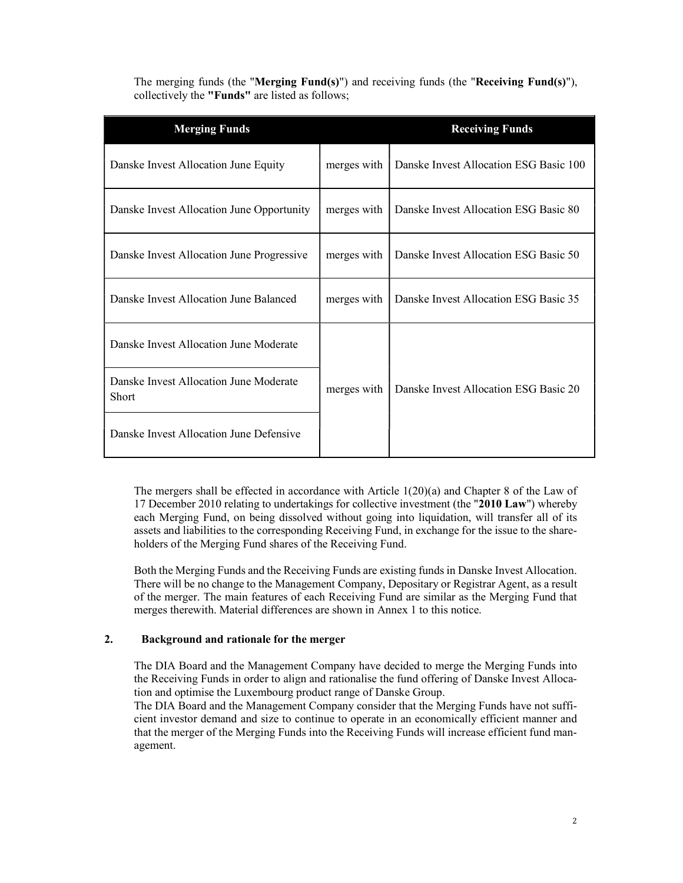The merging funds (the "**Merging Fund(s)**") and receiving funds (the "**Receiving Fund(s)**"), collectively the **"Funds"** are listed as follows;

| Merging Funds | | Receiving Funds |
|---|---|---|
| Danske Invest Allocation June Equity | merges with | Danske Invest Allocation ESG Basic 100 |
| Danske Invest Allocation June Opportunity | merges with | Danske Invest Allocation ESG Basic 80 |
| Danske Invest Allocation June Progressive | merges with | Danske Invest Allocation ESG Basic 50 |
| Danske Invest Allocation June Balanced | merges with | Danske Invest Allocation ESG Basic 35 |
| Danske Invest Allocation June Moderate | merges with | Danske Invest Allocation ESG Basic 20 |
| Danske Invest Allocation June Moderate Short | | |
| Danske Invest Allocation June Defensive | | |

The mergers shall be effected in accordance with Article 1(20)(a) and Chapter 8 of the Law of 17 December 2010 relating to undertakings for collective investment (the "**2010 Law**") whereby each Merging Fund, on being dissolved without going into liquidation, will transfer all of its assets and liabilities to the corresponding Receiving Fund, in exchange for the issue to the shareholders of the Merging Fund shares of the Receiving Fund.

Both the Merging Funds and the Receiving Funds are existing funds in Danske Invest Allocation. There will be no change to the Management Company, Depositary or Registrar Agent, as a result of the merger. The main features of each Receiving Fund are similar as the Merging Fund that merges therewith. Material differences are shown in Annex 1 to this notice.

## 2. Background and rationale for the merger

The DIA Board and the Management Company have decided to merge the Merging Funds into the Receiving Funds in order to align and rationalise the fund offering of Danske Invest Allocation and optimise the Luxembourg product range of Danske Group.

The DIA Board and the Management Company consider that the Merging Funds have not sufficient investor demand and size to continue to operate in an economically efficient manner and that the merger of the Merging Funds into the Receiving Funds will increase efficient fund management.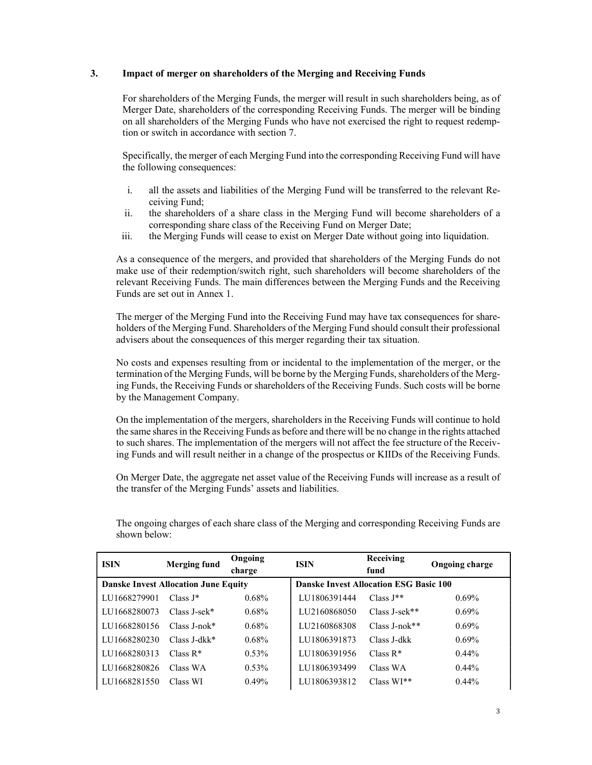## 3. Impact of merger on shareholders of the Merging and Receiving Funds

For shareholders of the Merging Funds, the merger will result in such shareholders being, as of Merger Date, shareholders of the corresponding Receiving Funds. The merger will be binding on all shareholders of the Merging Funds who have not exercised the right to request redemption or switch in accordance with section 7.

Specifically, the merger of each Merging Fund into the corresponding Receiving Fund will have the following consequences:

i. all the assets and liabilities of the Merging Fund will be transferred to the relevant Receiving Fund;
ii. the shareholders of a share class in the Merging Fund will become shareholders of a corresponding share class of the Receiving Fund on Merger Date;
iii. the Merging Funds will cease to exist on Merger Date without going into liquidation.

As a consequence of the mergers, and provided that shareholders of the Merging Funds do not make use of their redemption/switch right, such shareholders will become shareholders of the relevant Receiving Funds. The main differences between the Merging Funds and the Receiving Funds are set out in Annex 1.

The merger of the Merging Fund into the Receiving Fund may have tax consequences for shareholders of the Merging Fund. Shareholders of the Merging Fund should consult their professional advisers about the consequences of this merger regarding their tax situation.

No costs and expenses resulting from or incidental to the implementation of the merger, or the termination of the Merging Funds, will be borne by the Merging Funds, shareholders of the Merging Funds, the Receiving Funds or shareholders of the Receiving Funds. Such costs will be borne by the Management Company.

On the implementation of the mergers, shareholders in the Receiving Funds will continue to hold the same shares in the Receiving Funds as before and there will be no change in the rights attached to such shares. The implementation of the mergers will not affect the fee structure of the Receiving Funds and will result neither in a change of the prospectus or KIIDs of the Receiving Funds.

On Merger Date, the aggregate net asset value of the Receiving Funds will increase as a result of the transfer of the Merging Funds' assets and liabilities.

The ongoing charges of each share class of the Merging and corresponding Receiving Funds are shown below:

| ISIN | Merging fund | Ongoing charge | ISIN | Receiving fund | Ongoing charge |
|---|---|---|---|---|---|
| **Danske Invest Allocation June Equity** | | | **Danske Invest Allocation ESG Basic 100** | | |
| LU1668279901 | Class J* | 0.68% | LU1806391444 | Class J** | 0.69% |
| LU1668280073 | Class J-sek* | 0.68% | LU2160868050 | Class J-sek** | 0.69% |
| LU1668280156 | Class J-nok* | 0.68% | LU2160868308 | Class J-nok** | 0.69% |
| LU1668280230 | Class J-dkk* | 0.68% | LU1806391873 | Class J-dkk | 0.69% |
| LU1668280313 | Class R* | 0.53% | LU1806391956 | Class R* | 0.44% |
| LU1668280826 | Class WA | 0.53% | LU1806393499 | Class WA | 0.44% |
| LU1668281550 | Class WI | 0.49% | LU1806393812 | Class WI** | 0.44% |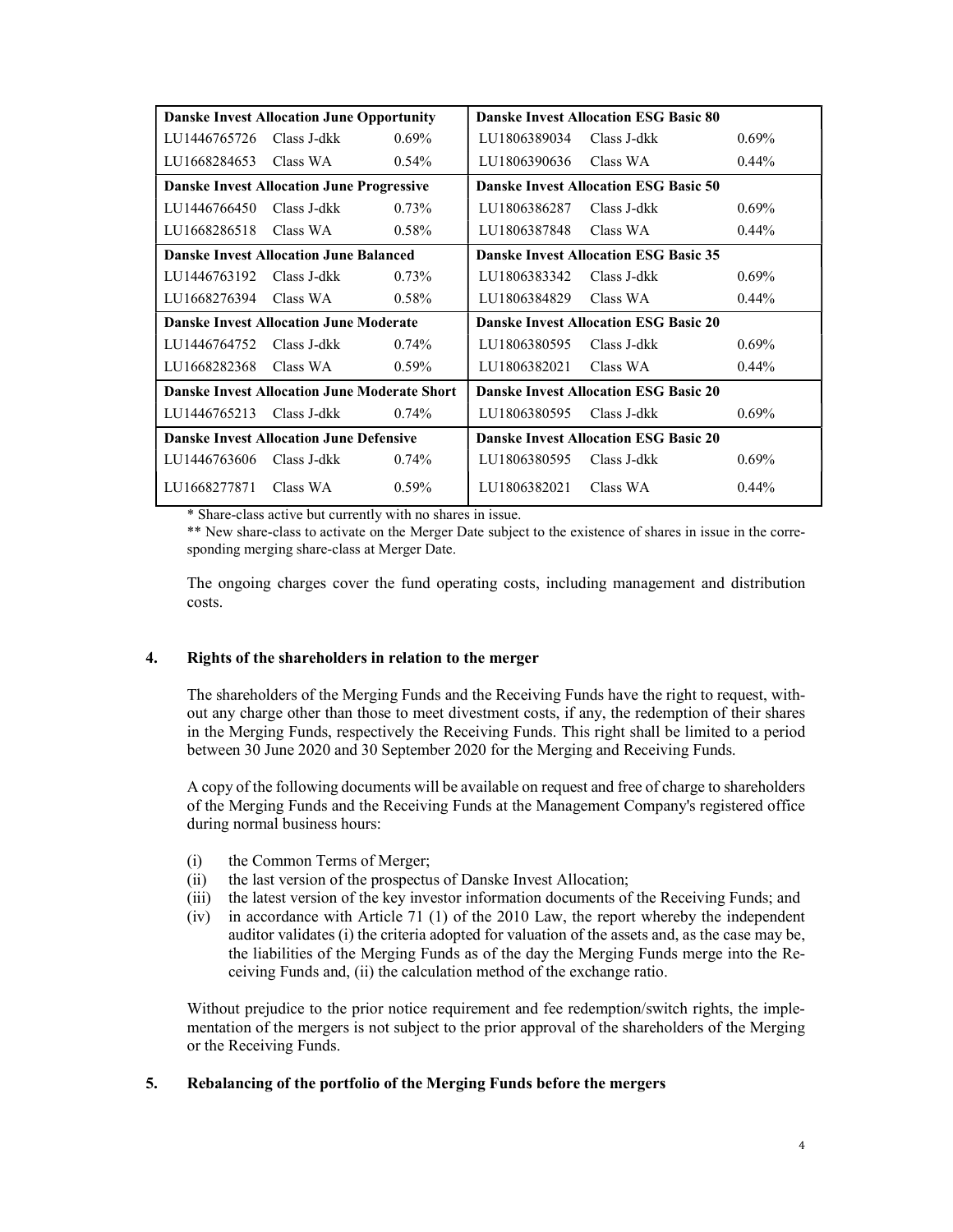| Danske Invest Allocation June Opportunity | | | Danske Invest Allocation ESG Basic 80 | | |
|---|---|---|---|---|---|
| LU1446765726 | Class J-dkk | 0.69% | LU1806389034 | Class J-dkk | 0.69% |
| LU1668284653 | Class WA | 0.54% | LU1806390636 | Class WA | 0.44% |
| **Danske Invest Allocation June Progressive** | | | **Danske Invest Allocation ESG Basic 50** | | |
| LU1446766450 | Class J-dkk | 0.73% | LU1806386287 | Class J-dkk | 0.69% |
| LU1668286518 | Class WA | 0.58% | LU1806387848 | Class WA | 0.44% |
| **Danske Invest Allocation June Balanced** | | | **Danske Invest Allocation ESG Basic 35** | | |
| LU1446763192 | Class J-dkk | 0.73% | LU1806383342 | Class J-dkk | 0.69% |
| LU1668276394 | Class WA | 0.58% | LU1806384829 | Class WA | 0.44% |
| **Danske Invest Allocation June Moderate** | | | **Danske Invest Allocation ESG Basic 20** | | |
| LU1446764752 | Class J-dkk | 0.74% | LU1806380595 | Class J-dkk | 0.69% |
| LU1668282368 | Class WA | 0.59% | LU1806382021 | Class WA | 0.44% |
| **Danske Invest Allocation June Moderate Short** | | | **Danske Invest Allocation ESG Basic 20** | | |
| LU1446765213 | Class J-dkk | 0.74% | LU1806380595 | Class J-dkk | 0.69% |
| **Danske Invest Allocation June Defensive** | | | **Danske Invest Allocation ESG Basic 20** | | |
| LU1446763606 | Class J-dkk | 0.74% | LU1806380595 | Class J-dkk | 0.69% |
| LU1668277871 | Class WA | 0.59% | LU1806382021 | Class WA | 0.44% |

\* Share-class active but currently with no shares in issue.

\*\* New share-class to activate on the Merger Date subject to the existence of shares in issue in the corresponding merging share-class at Merger Date.

The ongoing charges cover the fund operating costs, including management and distribution costs.

## 4. Rights of the shareholders in relation to the merger

The shareholders of the Merging Funds and the Receiving Funds have the right to request, without any charge other than those to meet divestment costs, if any, the redemption of their shares in the Merging Funds, respectively the Receiving Funds. This right shall be limited to a period between 30 June 2020 and 30 September 2020 for the Merging and Receiving Funds.

A copy of the following documents will be available on request and free of charge to shareholders of the Merging Funds and the Receiving Funds at the Management Company's registered office during normal business hours:

(i) the Common Terms of Merger;
(ii) the last version of the prospectus of Danske Invest Allocation;
(iii) the latest version of the key investor information documents of the Receiving Funds; and
(iv) in accordance with Article 71 (1) of the 2010 Law, the report whereby the independent auditor validates (i) the criteria adopted for valuation of the assets and, as the case may be, the liabilities of the Merging Funds as of the day the Merging Funds merge into the Receiving Funds and, (ii) the calculation method of the exchange ratio.

Without prejudice to the prior notice requirement and fee redemption/switch rights, the implementation of the mergers is not subject to the prior approval of the shareholders of the Merging or the Receiving Funds.

## 5. Rebalancing of the portfolio of the Merging Funds before the mergers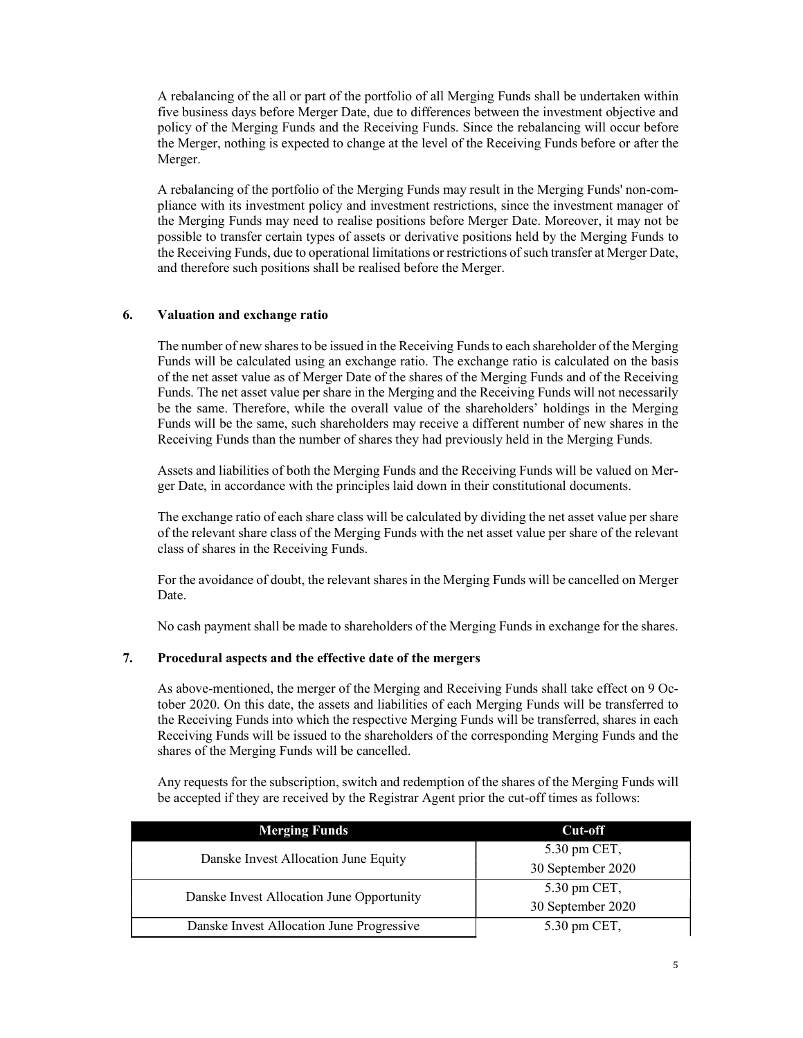A rebalancing of the all or part of the portfolio of all Merging Funds shall be undertaken within five business days before Merger Date, due to differences between the investment objective and policy of the Merging Funds and the Receiving Funds. Since the rebalancing will occur before the Merger, nothing is expected to change at the level of the Receiving Funds before or after the Merger.

A rebalancing of the portfolio of the Merging Funds may result in the Merging Funds' non-compliance with its investment policy and investment restrictions, since the investment manager of the Merging Funds may need to realise positions before Merger Date. Moreover, it may not be possible to transfer certain types of assets or derivative positions held by the Merging Funds to the Receiving Funds, due to operational limitations or restrictions of such transfer at Merger Date, and therefore such positions shall be realised before the Merger.

## 6. Valuation and exchange ratio

The number of new shares to be issued in the Receiving Funds to each shareholder of the Merging Funds will be calculated using an exchange ratio. The exchange ratio is calculated on the basis of the net asset value as of Merger Date of the shares of the Merging Funds and of the Receiving Funds. The net asset value per share in the Merging and the Receiving Funds will not necessarily be the same. Therefore, while the overall value of the shareholders' holdings in the Merging Funds will be the same, such shareholders may receive a different number of new shares in the Receiving Funds than the number of shares they had previously held in the Merging Funds.

Assets and liabilities of both the Merging Funds and the Receiving Funds will be valued on Merger Date, in accordance with the principles laid down in their constitutional documents.

The exchange ratio of each share class will be calculated by dividing the net asset value per share of the relevant share class of the Merging Funds with the net asset value per share of the relevant class of shares in the Receiving Funds.

For the avoidance of doubt, the relevant shares in the Merging Funds will be cancelled on Merger Date.

No cash payment shall be made to shareholders of the Merging Funds in exchange for the shares.

## 7. Procedural aspects and the effective date of the mergers

As above-mentioned, the merger of the Merging and Receiving Funds shall take effect on 9 October 2020. On this date, the assets and liabilities of each Merging Funds will be transferred to the Receiving Funds into which the respective Merging Funds will be transferred, shares in each Receiving Funds will be issued to the shareholders of the corresponding Merging Funds and the shares of the Merging Funds will be cancelled.

Any requests for the subscription, switch and redemption of the shares of the Merging Funds will be accepted if they are received by the Registrar Agent prior the cut-off times as follows:

| Merging Funds | Cut-off |
|---|---|
| Danske Invest Allocation June Equity | 5.30 pm CET, 30 September 2020 |
| Danske Invest Allocation June Opportunity | 5.30 pm CET, 30 September 2020 |
| Danske Invest Allocation June Progressive | 5.30 pm CET, |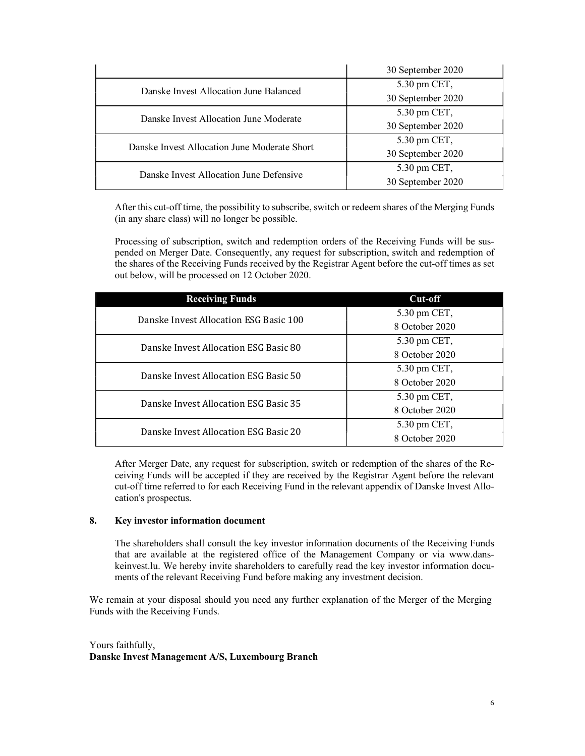| | |
|---|---|
| | 30 September 2020 |
| Danske Invest Allocation June Balanced | 5.30 pm CET, 30 September 2020 |
| Danske Invest Allocation June Moderate | 5.30 pm CET, 30 September 2020 |
| Danske Invest Allocation June Moderate Short | 5.30 pm CET, 30 September 2020 |
| Danske Invest Allocation June Defensive | 5.30 pm CET, 30 September 2020 |

After this cut-off time, the possibility to subscribe, switch or redeem shares of the Merging Funds (in any share class) will no longer be possible.

Processing of subscription, switch and redemption orders of the Receiving Funds will be suspended on Merger Date. Consequently, any request for subscription, switch and redemption of the shares of the Receiving Funds received by the Registrar Agent before the cut-off times as set out below, will be processed on 12 October 2020.

| Receiving Funds | Cut-off |
|---|---|
| Danske Invest Allocation ESG Basic 100 | 5.30 pm CET, 8 October 2020 |
| Danske Invest Allocation ESG Basic 80 | 5.30 pm CET, 8 October 2020 |
| Danske Invest Allocation ESG Basic 50 | 5.30 pm CET, 8 October 2020 |
| Danske Invest Allocation ESG Basic 35 | 5.30 pm CET, 8 October 2020 |
| Danske Invest Allocation ESG Basic 20 | 5.30 pm CET, 8 October 2020 |

After Merger Date, any request for subscription, switch or redemption of the shares of the Receiving Funds will be accepted if they are received by the Registrar Agent before the relevant cut-off time referred to for each Receiving Fund in the relevant appendix of Danske Invest Allocation's prospectus.

**8. Key investor information document**

The shareholders shall consult the key investor information documents of the Receiving Funds that are available at the registered office of the Management Company or via www.danskeinvest.lu. We hereby invite shareholders to carefully read the key investor information documents of the relevant Receiving Fund before making any investment decision.

We remain at your disposal should you need any further explanation of the Merger of the Merging Funds with the Receiving Funds.

Yours faithfully,
**Danske Invest Management A/S, Luxembourg Branch**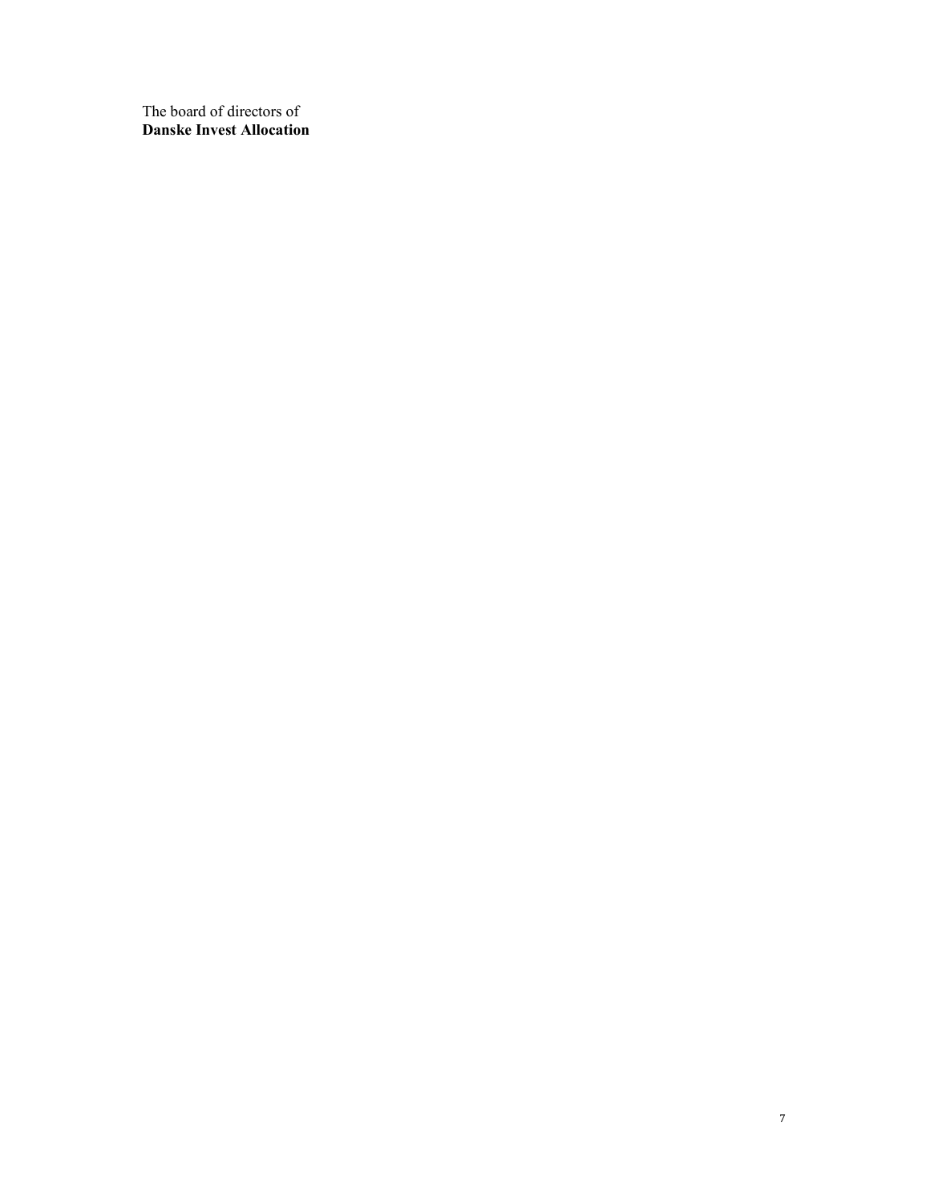The board of directors of
**Danske Invest Allocation**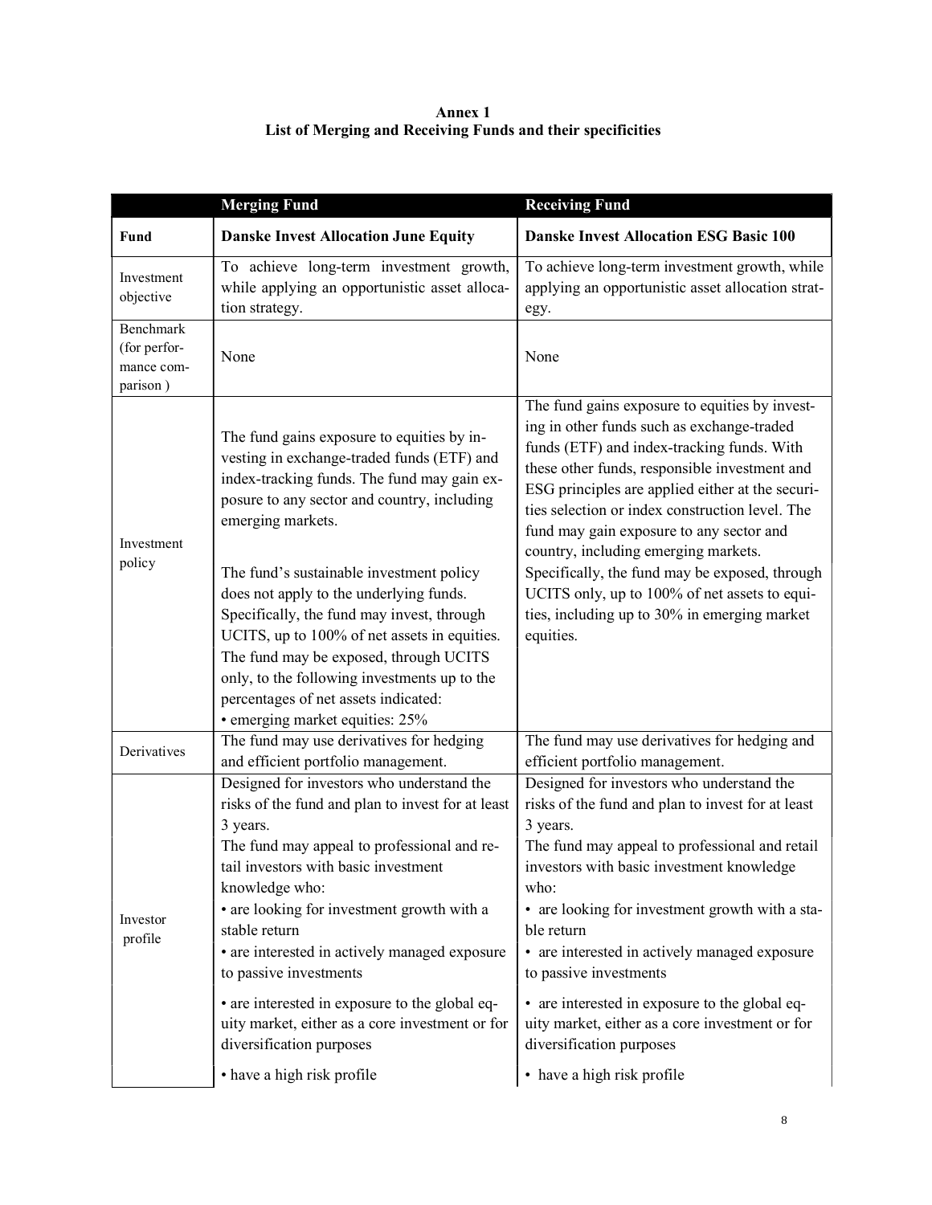**Annex 1**
**List of Merging and Receiving Funds and their specificities**

| | **Merging Fund** | **Receiving Fund** |
|---|---|---|
| **Fund** | **Danske Invest Allocation June Equity** | **Danske Invest Allocation ESG Basic 100** |
| Investment objective | To achieve long-term investment growth, while applying an opportunistic asset allocation strategy. | To achieve long-term investment growth, while applying an opportunistic asset allocation strategy. |
| Benchmark (for performance comparison ) | None | None |
| Investment policy | The fund gains exposure to equities by investing in exchange-traded funds (ETF) and index-tracking funds. The fund may gain exposure to any sector and country, including emerging markets.<br><br>The fund's sustainable investment policy does not apply to the underlying funds. Specifically, the fund may invest, through UCITS, up to 100% of net assets in equities. The fund may be exposed, through UCITS only, to the following investments up to the percentages of net assets indicated:<br>• emerging market equities: 25% | The fund gains exposure to equities by investing in other funds such as exchange-traded funds (ETF) and index-tracking funds. With these other funds, responsible investment and ESG principles are applied either at the securities selection or index construction level. The fund may gain exposure to any sector and country, including emerging markets. Specifically, the fund may be exposed, through UCITS only, up to 100% of net assets to equities, including up to 30% in emerging market equities. |
| Derivatives | The fund may use derivatives for hedging and efficient portfolio management. | The fund may use derivatives for hedging and efficient portfolio management. |
| Investor profile | Designed for investors who understand the risks of the fund and plan to invest for at least 3 years.<br>The fund may appeal to professional and retail investors with basic investment knowledge who:<br>• are looking for investment growth with a stable return<br>• are interested in actively managed exposure to passive investments<br>• are interested in exposure to the global equity market, either as a core investment or for diversification purposes<br>• have a high risk profile | Designed for investors who understand the risks of the fund and plan to invest for at least 3 years.<br>The fund may appeal to professional and retail investors with basic investment knowledge who:<br>• are looking for investment growth with a stable return<br>• are interested in actively managed exposure to passive investments<br>• are interested in exposure to the global equity market, either as a core investment or for diversification purposes<br>• have a high risk profile |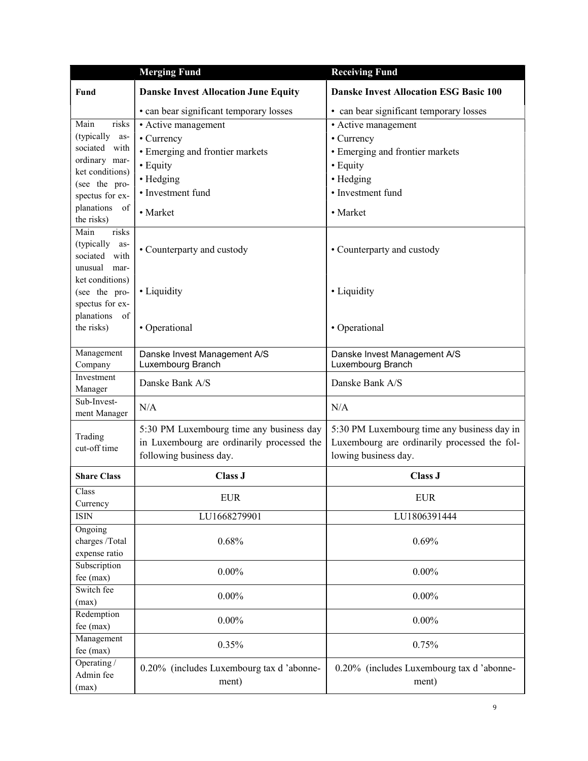| | Merging Fund | Receiving Fund |
|---|---|---|
| **Fund** | **Danske Invest Allocation June Equity** | **Danske Invest Allocation ESG Basic 100** |
| | • can bear significant temporary losses | • can bear significant temporary losses |
| Main risks (typically associated with ordinary market conditions) (see the prospectus for explanations of the risks) | • Active management<br>• Currency<br>• Emerging and frontier markets<br>• Equity<br>• Hedging<br>• Investment fund<br>• Market | • Active management<br>• Currency<br>• Emerging and frontier markets<br>• Equity<br>• Hedging<br>• Investment fund<br>• Market |
| Main risks (typically associated with unusual market conditions) (see the prospectus for explanations of the risks) | • Counterparty and custody<br>• Liquidity<br>• Operational | • Counterparty and custody<br>• Liquidity<br>• Operational |
| Management Company | Danske Invest Management A/S Luxembourg Branch | Danske Invest Management A/S Luxembourg Branch |
| Investment Manager | Danske Bank A/S | Danske Bank A/S |
| Sub-Investment Manager | N/A | N/A |
| Trading cut-off time | 5:30 PM Luxembourg time any business day in Luxembourg are ordinarily processed the following business day. | 5:30 PM Luxembourg time any business day in Luxembourg are ordinarily processed the following business day. |
| **Share Class** | **Class J** | **Class J** |
| Class Currency | EUR | EUR |
| ISIN | LU1668279901 | LU1806391444 |
| Ongoing charges /Total expense ratio | 0.68% | 0.69% |
| Subscription fee (max) | 0.00% | 0.00% |
| Switch fee (max) | 0.00% | 0.00% |
| Redemption fee (max) | 0.00% | 0.00% |
| Management fee (max) | 0.35% | 0.75% |
| Operating / Admin fee (max) | 0.20% (includes Luxembourg tax d 'abonnement) | 0.20% (includes Luxembourg tax d 'abonnement) |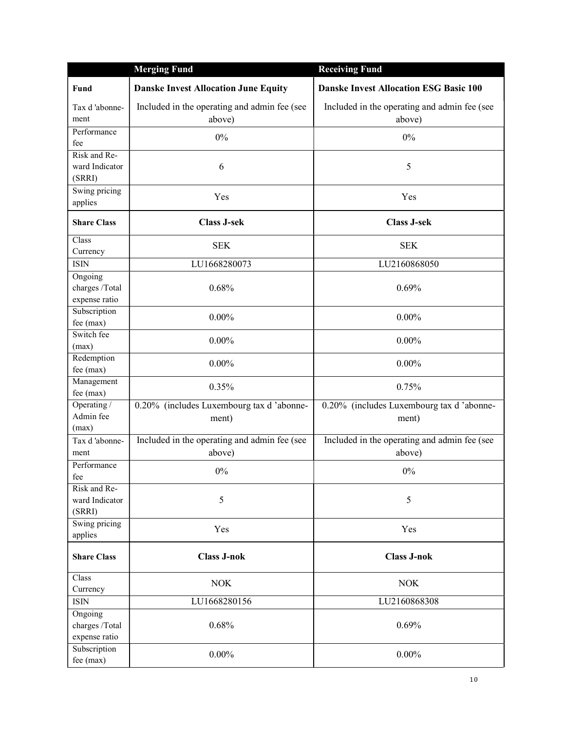| | Merging Fund | Receiving Fund |
|---|---|---|
| **Fund** | **Danske Invest Allocation June Equity** | **Danske Invest Allocation ESG Basic 100** |
| Tax d 'abonnement | Included in the operating and admin fee (see above) | Included in the operating and admin fee (see above) |
| Performance fee | 0% | 0% |
| Risk and Reward Indicator (SRRI) | 6 | 5 |
| Swing pricing applies | Yes | Yes |
| **Share Class** | **Class J-sek** | **Class J-sek** |
| Class Currency | SEK | SEK |
| ISIN | LU1668280073 | LU2160868050 |
| Ongoing charges /Total expense ratio | 0.68% | 0.69% |
| Subscription fee (max) | 0.00% | 0.00% |
| Switch fee (max) | 0.00% | 0.00% |
| Redemption fee (max) | 0.00% | 0.00% |
| Management fee (max) | 0.35% | 0.75% |
| Operating / Admin fee (max) | 0.20% (includes Luxembourg tax d 'abonnement) | 0.20% (includes Luxembourg tax d 'abonnement) |
| Tax d 'abonnement | Included in the operating and admin fee (see above) | Included in the operating and admin fee (see above) |
| Performance fee | 0% | 0% |
| Risk and Reward Indicator (SRRI) | 5 | 5 |
| Swing pricing applies | Yes | Yes |
| **Share Class** | **Class J-nok** | **Class J-nok** |
| Class Currency | NOK | NOK |
| ISIN | LU1668280156 | LU2160868308 |
| Ongoing charges /Total expense ratio | 0.68% | 0.69% |
| Subscription fee (max) | 0.00% | 0.00% |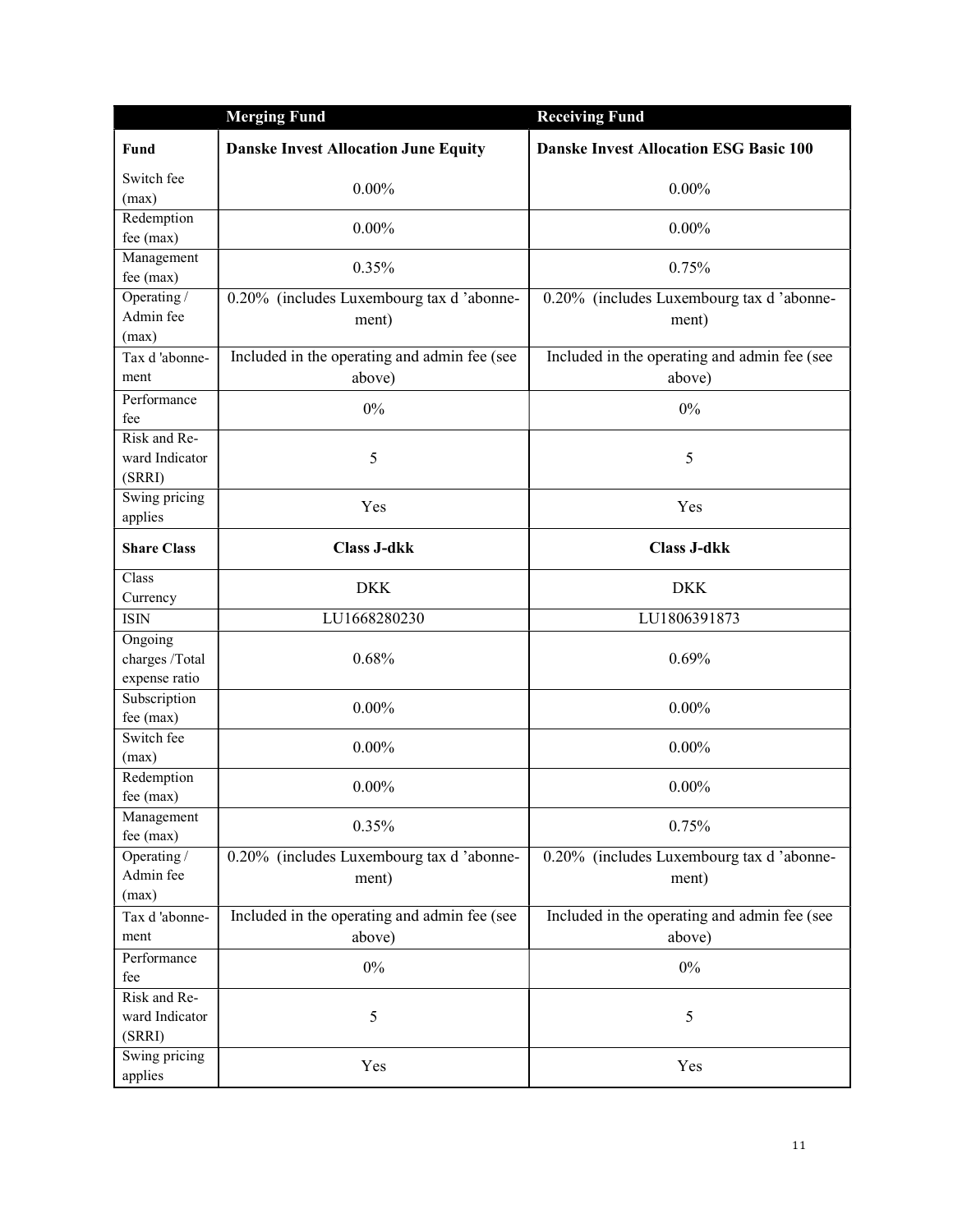| | Merging Fund | Receiving Fund |
|---|---|---|
| **Fund** | **Danske Invest Allocation June Equity** | **Danske Invest Allocation ESG Basic 100** |
| Switch fee (max) | 0.00% | 0.00% |
| Redemption fee (max) | 0.00% | 0.00% |
| Management fee (max) | 0.35% | 0.75% |
| Operating / Admin fee (max) | 0.20% (includes Luxembourg tax d 'abonnement) | 0.20% (includes Luxembourg tax d 'abonnement) |
| Tax d 'abonnement | Included in the operating and admin fee (see above) | Included in the operating and admin fee (see above) |
| Performance fee | 0% | 0% |
| Risk and Reward Indicator (SRRI) | 5 | 5 |
| Swing pricing applies | Yes | Yes |
| **Share Class** | **Class J-dkk** | **Class J-dkk** |
| Class Currency | DKK | DKK |
| ISIN | LU1668280230 | LU1806391873 |
| Ongoing charges /Total expense ratio | 0.68% | 0.69% |
| Subscription fee (max) | 0.00% | 0.00% |
| Switch fee (max) | 0.00% | 0.00% |
| Redemption fee (max) | 0.00% | 0.00% |
| Management fee (max) | 0.35% | 0.75% |
| Operating / Admin fee (max) | 0.20% (includes Luxembourg tax d 'abonnement) | 0.20% (includes Luxembourg tax d 'abonnement) |
| Tax d 'abonnement | Included in the operating and admin fee (see above) | Included in the operating and admin fee (see above) |
| Performance fee | 0% | 0% |
| Risk and Reward Indicator (SRRI) | 5 | 5 |
| Swing pricing applies | Yes | Yes |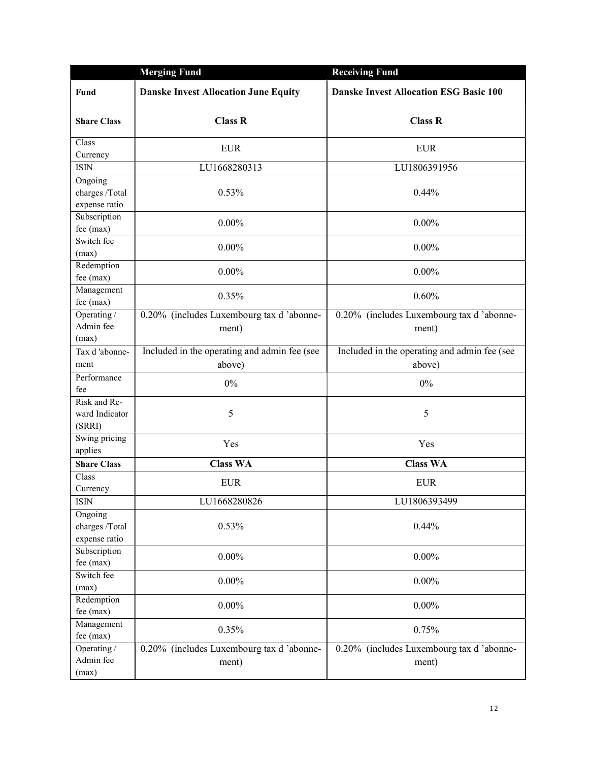| | Merging Fund | Receiving Fund |
|---|---|---|
| **Fund** | **Danske Invest Allocation June Equity** | **Danske Invest Allocation ESG Basic 100** |
| **Share Class** | **Class R** | **Class R** |
| Class Currency | EUR | EUR |
| ISIN | LU1668280313 | LU1806391956 |
| Ongoing charges /Total expense ratio | 0.53% | 0.44% |
| Subscription fee (max) | 0.00% | 0.00% |
| Switch fee (max) | 0.00% | 0.00% |
| Redemption fee (max) | 0.00% | 0.00% |
| Management fee (max) | 0.35% | 0.60% |
| Operating / Admin fee (max) | 0.20% (includes Luxembourg tax d 'abonnement) | 0.20% (includes Luxembourg tax d 'abonnement) |
| Tax d 'abonnement | Included in the operating and admin fee (see above) | Included in the operating and admin fee (see above) |
| Performance fee | 0% | 0% |
| Risk and Reward Indicator (SRRI) | 5 | 5 |
| Swing pricing applies | Yes | Yes |
| **Share Class** | **Class WA** | **Class WA** |
| Class Currency | EUR | EUR |
| ISIN | LU1668280826 | LU1806393499 |
| Ongoing charges /Total expense ratio | 0.53% | 0.44% |
| Subscription fee (max) | 0.00% | 0.00% |
| Switch fee (max) | 0.00% | 0.00% |
| Redemption fee (max) | 0.00% | 0.00% |
| Management fee (max) | 0.35% | 0.75% |
| Operating / Admin fee (max) | 0.20% (includes Luxembourg tax d 'abonnement) | 0.20% (includes Luxembourg tax d 'abonnement) |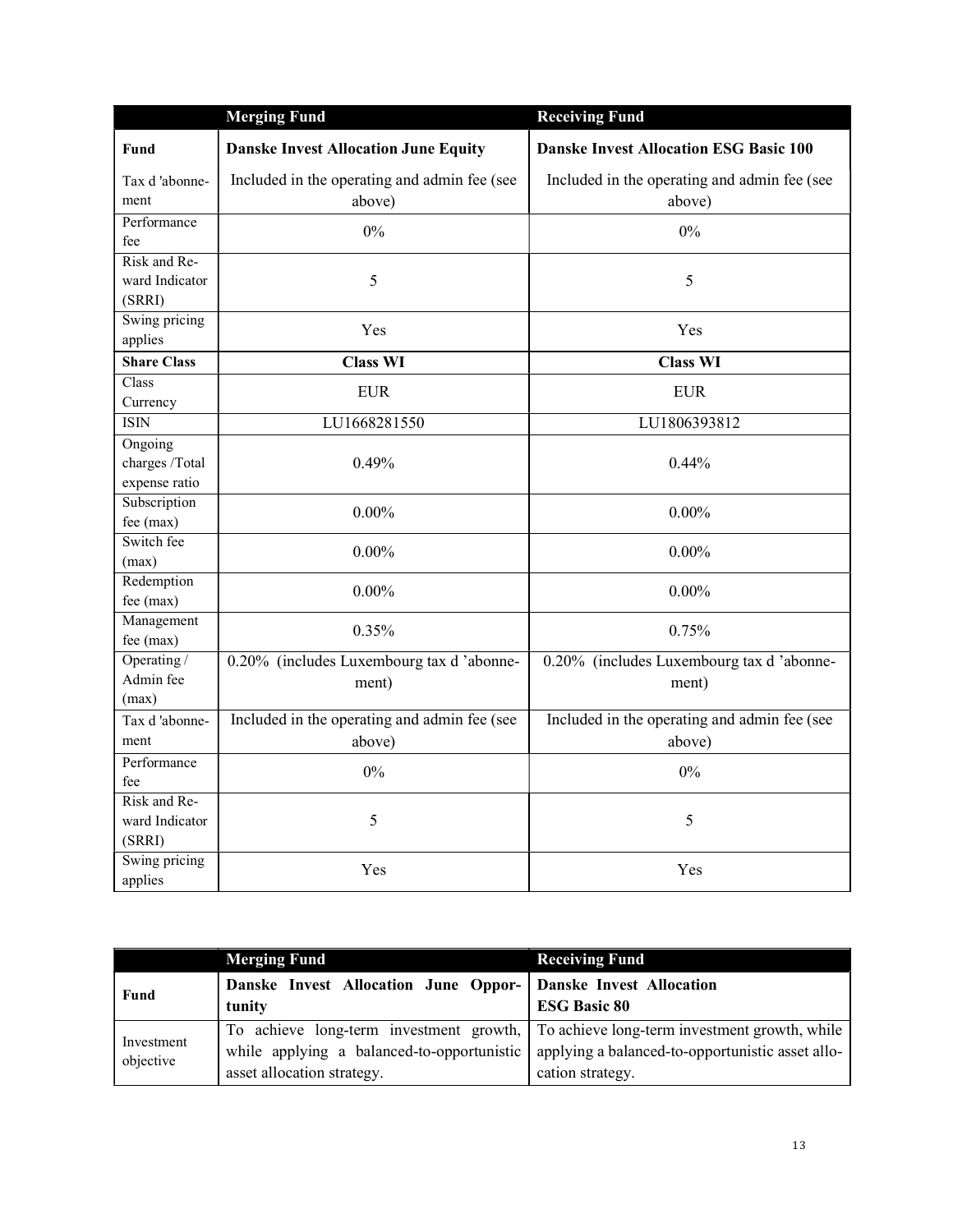| | Merging Fund | Receiving Fund |
|---|---|---|
| **Fund** | **Danske Invest Allocation June Equity** | **Danske Invest Allocation ESG Basic 100** |
| Tax d 'abonnement | Included in the operating and admin fee (see above) | Included in the operating and admin fee (see above) |
| Performance fee | 0% | 0% |
| Risk and Reward Indicator (SRRI) | 5 | 5 |
| Swing pricing applies | Yes | Yes |
| **Share Class** | **Class WI** | **Class WI** |
| Class Currency | EUR | EUR |
| ISIN | LU1668281550 | LU1806393812 |
| Ongoing charges /Total expense ratio | 0.49% | 0.44% |
| Subscription fee (max) | 0.00% | 0.00% |
| Switch fee (max) | 0.00% | 0.00% |
| Redemption fee (max) | 0.00% | 0.00% |
| Management fee (max) | 0.35% | 0.75% |
| Operating / Admin fee (max) | 0.20% (includes Luxembourg tax d 'abonnement) | 0.20% (includes Luxembourg tax d 'abonnement) |
| Tax d 'abonnement | Included in the operating and admin fee (see above) | Included in the operating and admin fee (see above) |
| Performance fee | 0% | 0% |
| Risk and Reward Indicator (SRRI) | 5 | 5 |
| Swing pricing applies | Yes | Yes |

| | Merging Fund | Receiving Fund |
|---|---|---|
| **Fund** | **Danske Invest Allocation June Opportunity** | **Danske Invest Allocation ESG Basic 80** |
| Investment objective | To achieve long-term investment growth, while applying a balanced-to-opportunistic asset allocation strategy. | To achieve long-term investment growth, while applying a balanced-to-opportunistic asset allocation strategy. |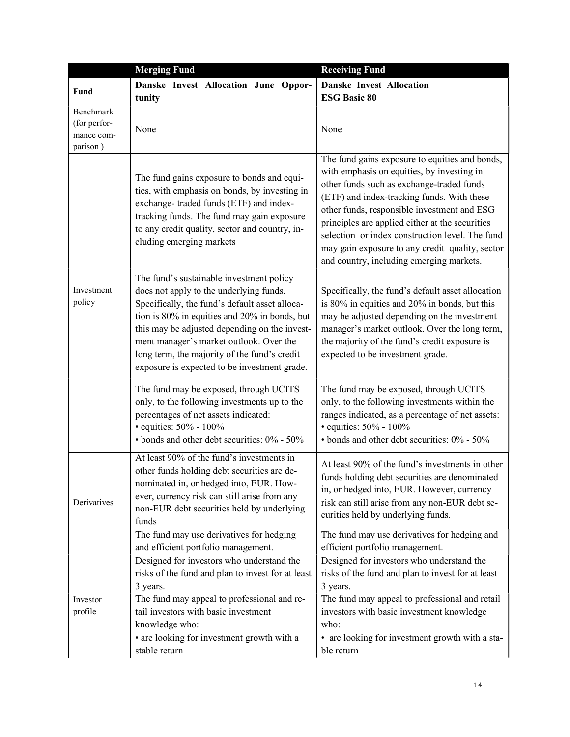| | Merging Fund | Receiving Fund |
|---|---|---|
| **Fund** | **Danske Invest Allocation June Opportunity** | **Danske Invest Allocation ESG Basic 80** |
| Benchmark (for performance comparison ) | None | None |
| Investment policy | The fund gains exposure to bonds and equities, with emphasis on bonds, by investing in exchange- traded funds (ETF) and index-tracking funds. The fund may gain exposure to any credit quality, sector and country, including emerging markets<br><br>The fund's sustainable investment policy does not apply to the underlying funds. Specifically, the fund's default asset allocation is 80% in equities and 20% in bonds, but this may be adjusted depending on the investment manager's market outlook. Over the long term, the majority of the fund's credit exposure is expected to be investment grade.<br><br>The fund may be exposed, through UCITS only, to the following investments up to the percentages of net assets indicated:<br>• equities: 50% - 100%<br>• bonds and other debt securities: 0% - 50% | The fund gains exposure to equities and bonds, with emphasis on equities, by investing in other funds such as exchange-traded funds (ETF) and index-tracking funds. With these other funds, responsible investment and ESG principles are applied either at the securities selection or index construction level. The fund may gain exposure to any credit quality, sector and country, including emerging markets.<br><br>Specifically, the fund's default asset allocation is 80% in equities and 20% in bonds, but this may be adjusted depending on the investment manager's market outlook. Over the long term, the majority of the fund's credit exposure is expected to be investment grade.<br><br>The fund may be exposed, through UCITS only, to the following investments within the ranges indicated, as a percentage of net assets:<br>• equities: 50% - 100%<br>• bonds and other debt securities: 0% - 50% |
| Derivatives | At least 90% of the fund's investments in other funds holding debt securities are denominated in, or hedged into, EUR. However, currency risk can still arise from any non-EUR debt securities held by underlying funds<br>The fund may use derivatives for hedging and efficient portfolio management. | At least 90% of the fund's investments in other funds holding debt securities are denominated in, or hedged into, EUR. However, currency risk can still arise from any non-EUR debt securities held by underlying funds.<br>The fund may use derivatives for hedging and efficient portfolio management. |
| Investor profile | Designed for investors who understand the risks of the fund and plan to invest for at least 3 years.<br>The fund may appeal to professional and retail investors with basic investment knowledge who:<br>• are looking for investment growth with a stable return | Designed for investors who understand the risks of the fund and plan to invest for at least 3 years.<br>The fund may appeal to professional and retail investors with basic investment knowledge who:<br>• are looking for investment growth with a stable return |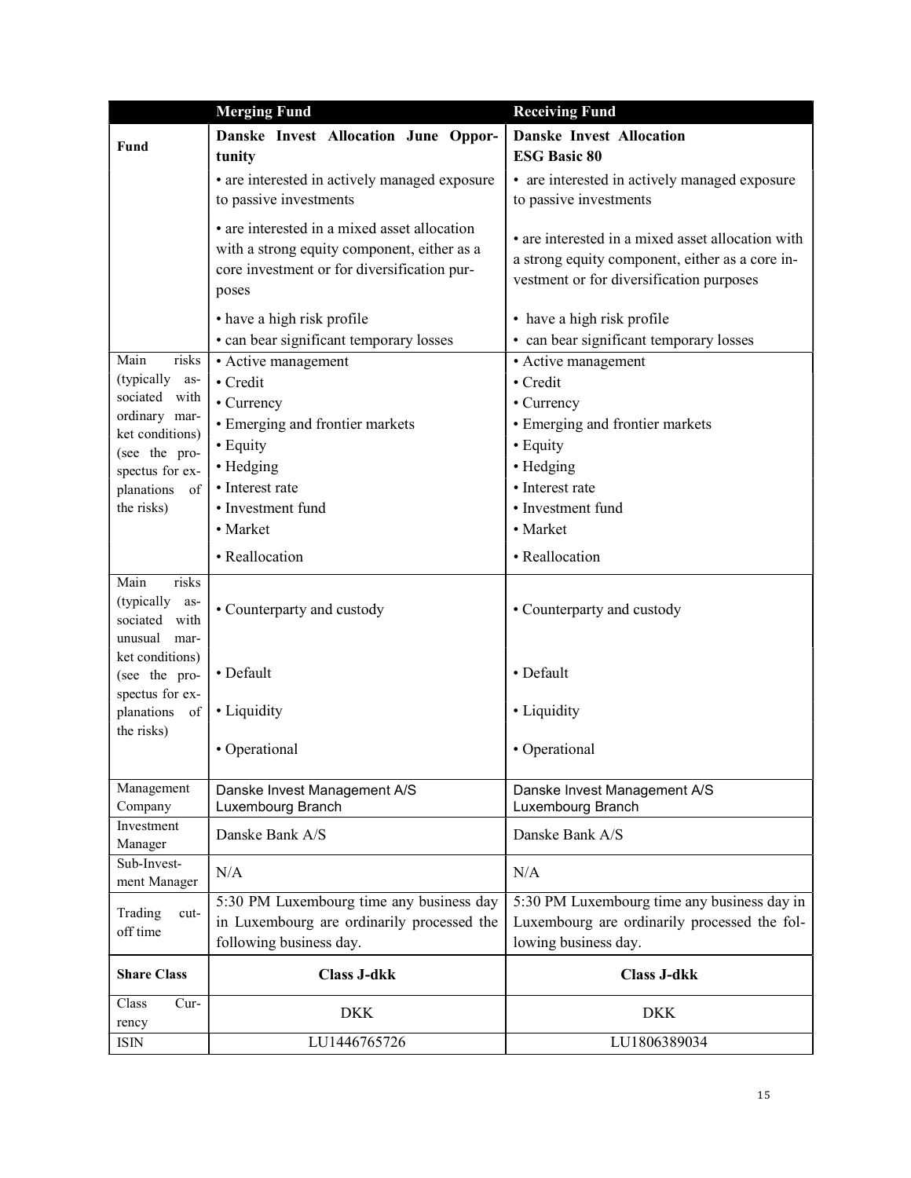| | Merging Fund | Receiving Fund |
|---|---|---|
| **Fund** | **Danske Invest Allocation June Opportunity** | **Danske Invest Allocation ESG Basic 80** |
| | • are interested in actively managed exposure to passive investments<br>• are interested in a mixed asset allocation with a strong equity component, either as a core investment or for diversification purposes<br>• have a high risk profile<br>• can bear significant temporary losses | • are interested in actively managed exposure to passive investments<br>• are interested in a mixed asset allocation with a strong equity component, either as a core investment or for diversification purposes<br>• have a high risk profile<br>• can bear significant temporary losses |
| Main risks (typically associated with ordinary market conditions) (see the prospectus for explanations of the risks) | • Active management<br>• Credit<br>• Currency<br>• Emerging and frontier markets<br>• Equity<br>• Hedging<br>• Interest rate<br>• Investment fund<br>• Market<br>• Reallocation | • Active management<br>• Credit<br>• Currency<br>• Emerging and frontier markets<br>• Equity<br>• Hedging<br>• Interest rate<br>• Investment fund<br>• Market<br>• Reallocation |
| Main risks (typically associated with unusual market conditions) (see the prospectus for explanations of the risks) | • Counterparty and custody<br>• Default<br>• Liquidity<br>• Operational | • Counterparty and custody<br>• Default<br>• Liquidity<br>• Operational |
| Management Company | Danske Invest Management A/S Luxembourg Branch | Danske Invest Management A/S Luxembourg Branch |
| Investment Manager | Danske Bank A/S | Danske Bank A/S |
| Sub-Investment Manager | N/A | N/A |
| Trading cut-off time | 5:30 PM Luxembourg time any business day in Luxembourg are ordinarily processed the following business day. | 5:30 PM Luxembourg time any business day in Luxembourg are ordinarily processed the following business day. |
| **Share Class** | **Class J-dkk** | **Class J-dkk** |
| Class Currency | DKK | DKK |
| ISIN | LU1446765726 | LU1806389034 |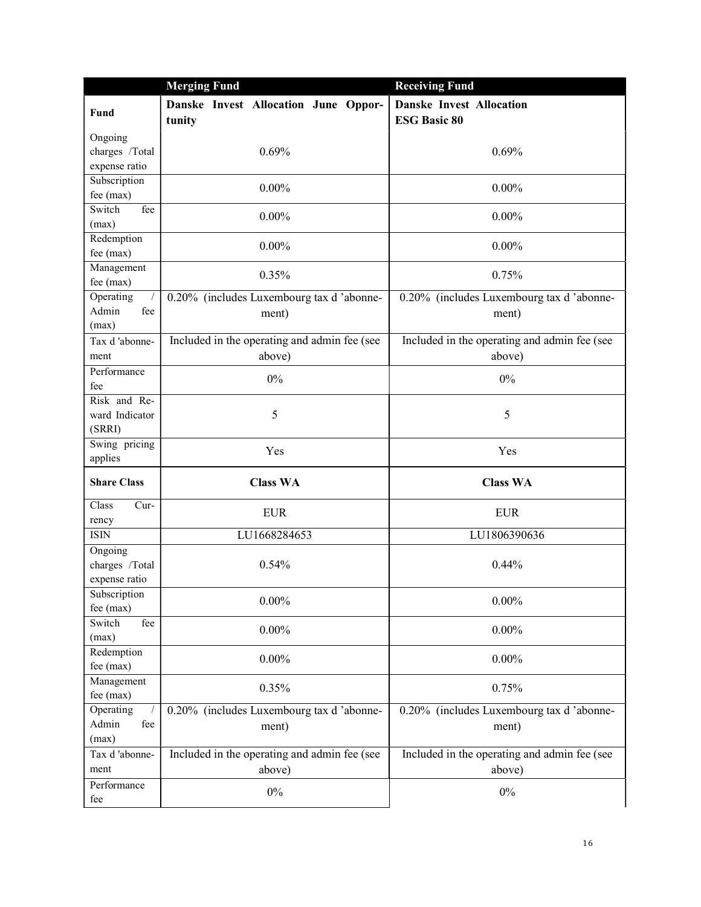| | Merging Fund | Receiving Fund |
|---|---|---|
| **Fund** | **Danske Invest Allocation June Opportunity** | **Danske Invest Allocation ESG Basic 80** |
| Ongoing charges /Total expense ratio | 0.69% | 0.69% |
| Subscription fee (max) | 0.00% | 0.00% |
| Switch fee (max) | 0.00% | 0.00% |
| Redemption fee (max) | 0.00% | 0.00% |
| Management fee (max) | 0.35% | 0.75% |
| Operating / Admin fee (max) | 0.20% (includes Luxembourg tax d 'abonnement) | 0.20% (includes Luxembourg tax d 'abonnement) |
| Tax d 'abonnement | Included in the operating and admin fee (see above) | Included in the operating and admin fee (see above) |
| Performance fee | 0% | 0% |
| Risk and Reward Indicator (SRRI) | 5 | 5 |
| Swing pricing applies | Yes | Yes |
| **Share Class** | **Class WA** | **Class WA** |
| Class Currency | EUR | EUR |
| ISIN | LU1668284653 | LU1806390636 |
| Ongoing charges /Total expense ratio | 0.54% | 0.44% |
| Subscription fee (max) | 0.00% | 0.00% |
| Switch fee (max) | 0.00% | 0.00% |
| Redemption fee (max) | 0.00% | 0.00% |
| Management fee (max) | 0.35% | 0.75% |
| Operating / Admin fee (max) | 0.20% (includes Luxembourg tax d 'abonnement) | 0.20% (includes Luxembourg tax d 'abonnement) |
| Tax d 'abonnement | Included in the operating and admin fee (see above) | Included in the operating and admin fee (see above) |
| Performance fee | 0% | 0% |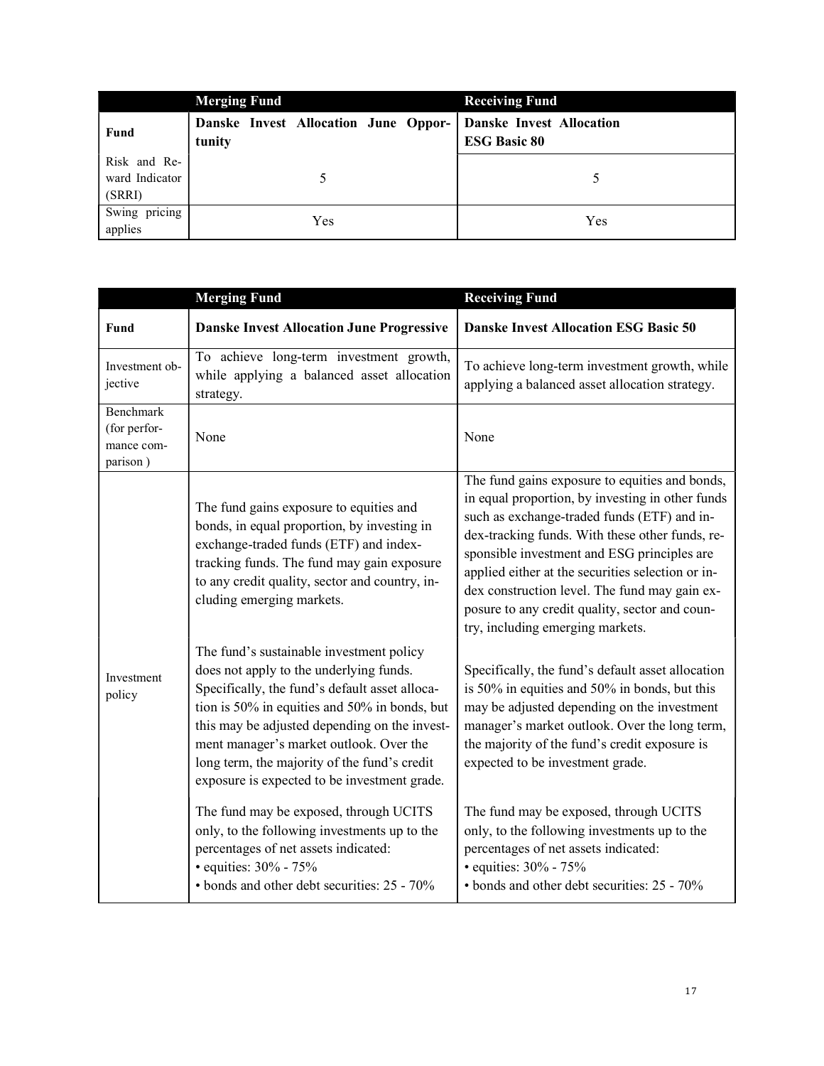| | Merging Fund | Receiving Fund |
|---|---|---|
| **Fund** | **Danske Invest Allocation June Opportunity** | **Danske Invest Allocation ESG Basic 80** |
| Risk and Reward Indicator (SRRI) | 5 | 5 |
| Swing pricing applies | Yes | Yes |

| | Merging Fund | Receiving Fund |
|---|---|---|
| **Fund** | **Danske Invest Allocation June Progressive** | **Danske Invest Allocation ESG Basic 50** |
| Investment objective | To achieve long-term investment growth, while applying a balanced asset allocation strategy. | To achieve long-term investment growth, while applying a balanced asset allocation strategy. |
| Benchmark (for performance comparison ) | None | None |
| Investment policy | The fund gains exposure to equities and bonds, in equal proportion, by investing in exchange-traded funds (ETF) and index-tracking funds. The fund may gain exposure to any credit quality, sector and country, including emerging markets.<br><br>The fund's sustainable investment policy does not apply to the underlying funds. Specifically, the fund's default asset allocation is 50% in equities and 50% in bonds, but this may be adjusted depending on the investment manager's market outlook. Over the long term, the majority of the fund's credit exposure is expected to be investment grade.<br><br>The fund may be exposed, through UCITS only, to the following investments up to the percentages of net assets indicated:<br>• equities: 30% - 75%<br>• bonds and other debt securities: 25 - 70% | The fund gains exposure to equities and bonds, in equal proportion, by investing in other funds such as exchange-traded funds (ETF) and index-tracking funds. With these other funds, responsible investment and ESG principles are applied either at the securities selection or index construction level. The fund may gain exposure to any credit quality, sector and country, including emerging markets.<br><br>Specifically, the fund's default asset allocation is 50% in equities and 50% in bonds, but this may be adjusted depending on the investment manager's market outlook. Over the long term, the majority of the fund's credit exposure is expected to be investment grade.<br><br>The fund may be exposed, through UCITS only, to the following investments up to the percentages of net assets indicated:<br>• equities: 30% - 75%<br>• bonds and other debt securities: 25 - 70% |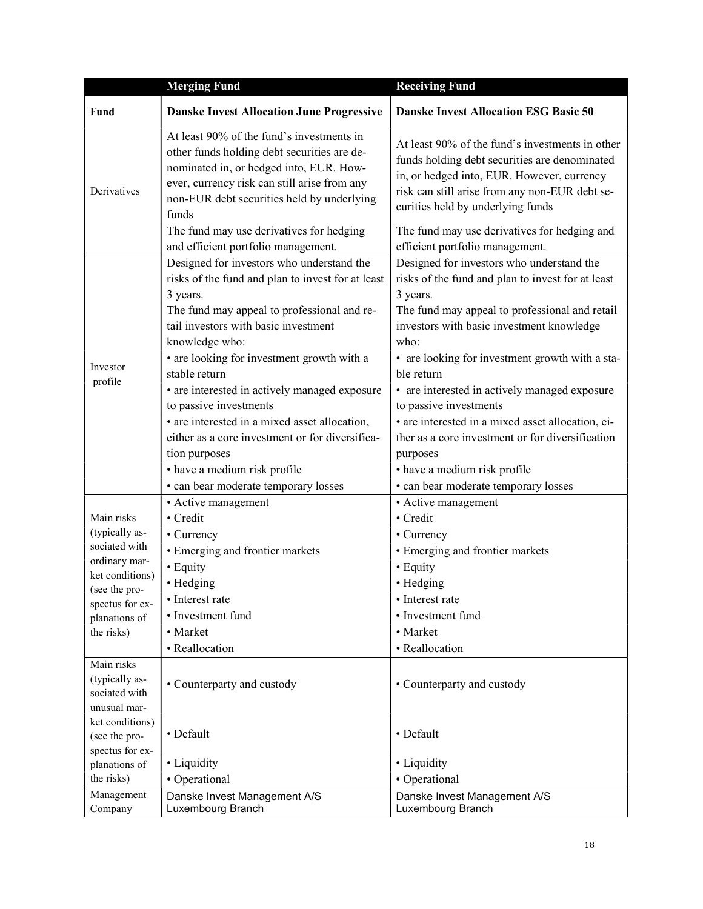| | Merging Fund | Receiving Fund |
|---|---|---|
| **Fund** | **Danske Invest Allocation June Progressive** | **Danske Invest Allocation ESG Basic 50** |
| Derivatives | At least 90% of the fund's investments in other funds holding debt securities are denominated in, or hedged into, EUR. However, currency risk can still arise from any non-EUR debt securities held by underlying funds<br>The fund may use derivatives for hedging and efficient portfolio management. | At least 90% of the fund's investments in other funds holding debt securities are denominated in, or hedged into, EUR. However, currency risk can still arise from any non-EUR debt securities held by underlying funds<br>The fund may use derivatives for hedging and efficient portfolio management. |
| Investor profile | Designed for investors who understand the risks of the fund and plan to invest for at least 3 years.<br>The fund may appeal to professional and retail investors with basic investment knowledge who:<br>• are looking for investment growth with a stable return<br>• are interested in actively managed exposure to passive investments<br>• are interested in a mixed asset allocation, either as a core investment or for diversification purposes<br>• have a medium risk profile<br>• can bear moderate temporary losses | Designed for investors who understand the risks of the fund and plan to invest for at least 3 years.<br>The fund may appeal to professional and retail investors with basic investment knowledge who:<br>• are looking for investment growth with a stable return<br>• are interested in actively managed exposure to passive investments<br>• are interested in a mixed asset allocation, either as a core investment or for diversification purposes<br>• have a medium risk profile<br>• can bear moderate temporary losses |
| Main risks (typically associated with ordinary market conditions) (see the prospectus for explanations of the risks) | • Active management<br>• Credit<br>• Currency<br>• Emerging and frontier markets<br>• Equity<br>• Hedging<br>• Interest rate<br>• Investment fund<br>• Market<br>• Reallocation | • Active management<br>• Credit<br>• Currency<br>• Emerging and frontier markets<br>• Equity<br>• Hedging<br>• Interest rate<br>• Investment fund<br>• Market<br>• Reallocation |
| Main risks (typically associated with unusual market conditions) (see the prospectus for explanations of the risks) | • Counterparty and custody<br>• Default<br>• Liquidity<br>• Operational | • Counterparty and custody<br>• Default<br>• Liquidity<br>• Operational |
| Management Company | Danske Invest Management A/S Luxembourg Branch | Danske Invest Management A/S Luxembourg Branch |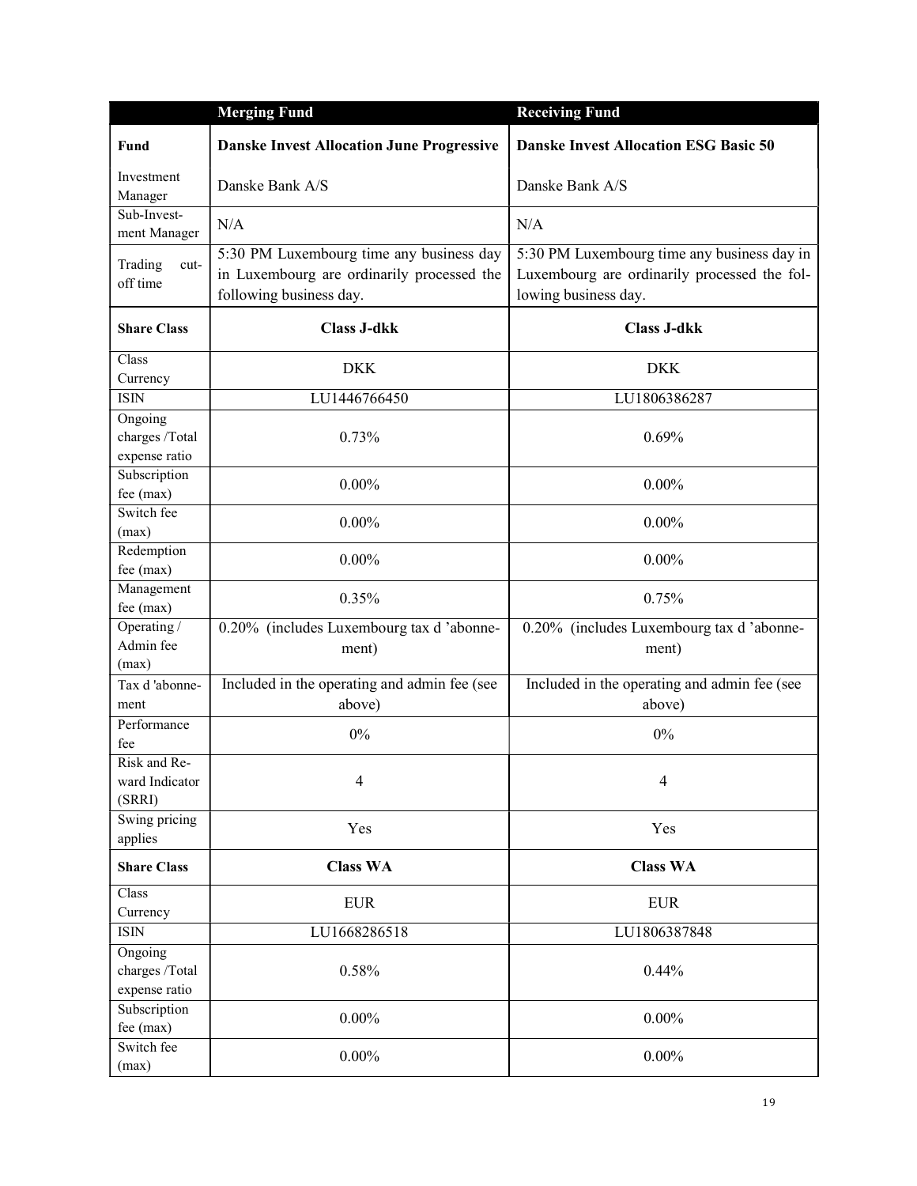| | Merging Fund | Receiving Fund |
|---|---|---|
| **Fund** | **Danske Invest Allocation June Progressive** | **Danske Invest Allocation ESG Basic 50** |
| Investment Manager | Danske Bank A/S | Danske Bank A/S |
| Sub-Investment Manager | N/A | N/A |
| Trading cut-off time | 5:30 PM Luxembourg time any business day in Luxembourg are ordinarily processed the following business day. | 5:30 PM Luxembourg time any business day in Luxembourg are ordinarily processed the following business day. |
| **Share Class** | **Class J-dkk** | **Class J-dkk** |
| Class Currency | DKK | DKK |
| ISIN | LU1446766450 | LU1806386287 |
| Ongoing charges /Total expense ratio | 0.73% | 0.69% |
| Subscription fee (max) | 0.00% | 0.00% |
| Switch fee (max) | 0.00% | 0.00% |
| Redemption fee (max) | 0.00% | 0.00% |
| Management fee (max) | 0.35% | 0.75% |
| Operating / Admin fee (max) | 0.20% (includes Luxembourg tax d 'abonnement) | 0.20% (includes Luxembourg tax d 'abonnement) |
| Tax d 'abonnement | Included in the operating and admin fee (see above) | Included in the operating and admin fee (see above) |
| Performance fee | 0% | 0% |
| Risk and Reward Indicator (SRRI) | 4 | 4 |
| Swing pricing applies | Yes | Yes |
| **Share Class** | **Class WA** | **Class WA** |
| Class Currency | EUR | EUR |
| ISIN | LU1668286518 | LU1806387848 |
| Ongoing charges /Total expense ratio | 0.58% | 0.44% |
| Subscription fee (max) | 0.00% | 0.00% |
| Switch fee (max) | 0.00% | 0.00% |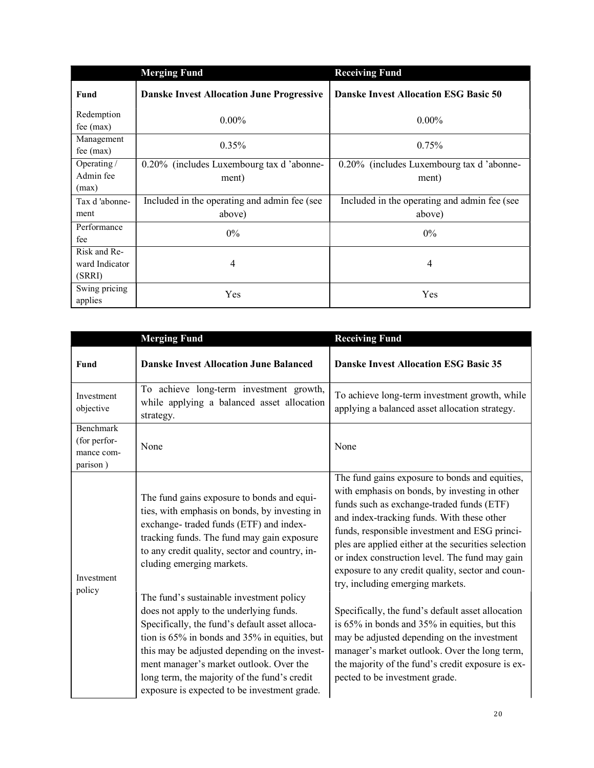| | Merging Fund | Receiving Fund |
|---|---|---|
| **Fund** | **Danske Invest Allocation June Progressive** | **Danske Invest Allocation ESG Basic 50** |
| Redemption fee (max) | 0.00% | 0.00% |
| Management fee (max) | 0.35% | 0.75% |
| Operating / Admin fee (max) | 0.20% (includes Luxembourg tax d 'abonnement) | 0.20% (includes Luxembourg tax d 'abonnement) |
| Tax d 'abonnement | Included in the operating and admin fee (see above) | Included in the operating and admin fee (see above) |
| Performance fee | 0% | 0% |
| Risk and Reward Indicator (SRRI) | 4 | 4 |
| Swing pricing applies | Yes | Yes |

| | Merging Fund | Receiving Fund |
|---|---|---|
| **Fund** | **Danske Invest Allocation June Balanced** | **Danske Invest Allocation ESG Basic 35** |
| Investment objective | To achieve long-term investment growth, while applying a balanced asset allocation strategy. | To achieve long-term investment growth, while applying a balanced asset allocation strategy. |
| Benchmark (for performance comparison ) | None | None |
| Investment policy | The fund gains exposure to bonds and equities, with emphasis on bonds, by investing in exchange- traded funds (ETF) and index-tracking funds. The fund may gain exposure to any credit quality, sector and country, including emerging markets.<br><br>The fund's sustainable investment policy does not apply to the underlying funds. Specifically, the fund's default asset allocation is 65% in bonds and 35% in equities, but this may be adjusted depending on the investment manager's market outlook. Over the long term, the majority of the fund's credit exposure is expected to be investment grade. | The fund gains exposure to bonds and equities, with emphasis on bonds, by investing in other funds such as exchange-traded funds (ETF) and index-tracking funds. With these other funds, responsible investment and ESG principles are applied either at the securities selection or index construction level. The fund may gain exposure to any credit quality, sector and country, including emerging markets.<br><br>Specifically, the fund's default asset allocation is 65% in bonds and 35% in equities, but this may be adjusted depending on the investment manager's market outlook. Over the long term, the majority of the fund's credit exposure is expected to be investment grade. |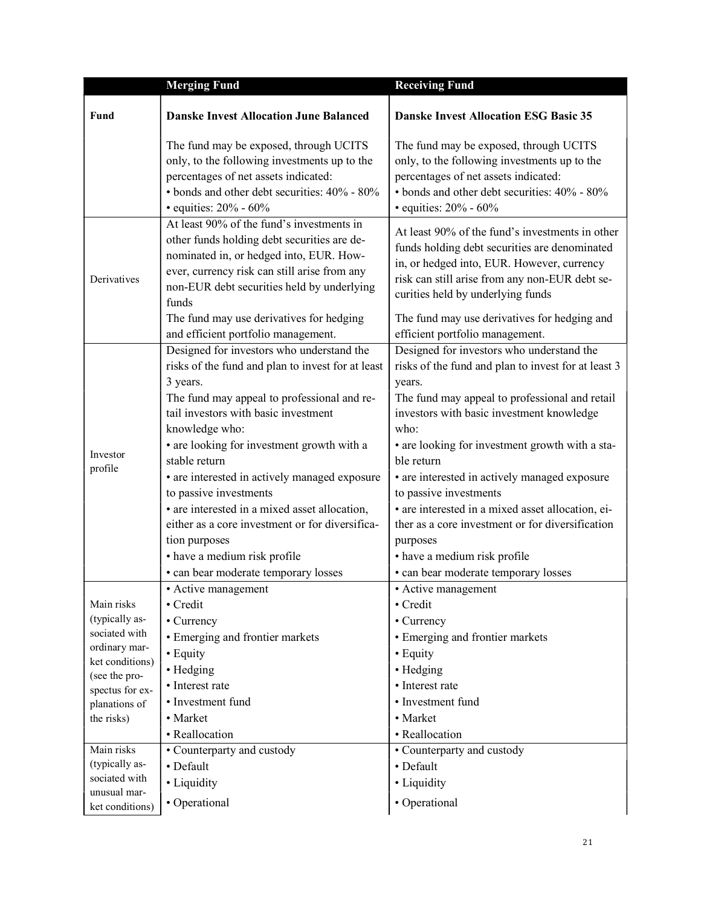| | Merging Fund | Receiving Fund |
|---|---|---|
| **Fund** | **Danske Invest Allocation June Balanced** | **Danske Invest Allocation ESG Basic 35** |
| | The fund may be exposed, through UCITS only, to the following investments up to the percentages of net assets indicated:<br>• bonds and other debt securities: 40% - 80%<br>• equities: 20% - 60% | The fund may be exposed, through UCITS only, to the following investments up to the percentages of net assets indicated:<br>• bonds and other debt securities: 40% - 80%<br>• equities: 20% - 60% |
| Derivatives | At least 90% of the fund's investments in other funds holding debt securities are denominated in, or hedged into, EUR. However, currency risk can still arise from any non-EUR debt securities held by underlying funds<br>The fund may use derivatives for hedging and efficient portfolio management. | At least 90% of the fund's investments in other funds holding debt securities are denominated in, or hedged into, EUR. However, currency risk can still arise from any non-EUR debt securities held by underlying funds<br>The fund may use derivatives for hedging and efficient portfolio management. |
| Investor profile | Designed for investors who understand the risks of the fund and plan to invest for at least 3 years.<br>The fund may appeal to professional and retail investors with basic investment knowledge who:<br>• are looking for investment growth with a stable return<br>• are interested in actively managed exposure to passive investments<br>• are interested in a mixed asset allocation, either as a core investment or for diversification purposes<br>• have a medium risk profile<br>• can bear moderate temporary losses | Designed for investors who understand the risks of the fund and plan to invest for at least 3 years.<br>The fund may appeal to professional and retail investors with basic investment knowledge who:<br>• are looking for investment growth with a stable return<br>• are interested in actively managed exposure to passive investments<br>• are interested in a mixed asset allocation, either as a core investment or for diversification purposes<br>• have a medium risk profile<br>• can bear moderate temporary losses |
| Main risks (typically associated with ordinary market conditions) (see the prospectus for explanations of the risks) | • Active management<br>• Credit<br>• Currency<br>• Emerging and frontier markets<br>• Equity<br>• Hedging<br>• Interest rate<br>• Investment fund<br>• Market<br>• Reallocation | • Active management<br>• Credit<br>• Currency<br>• Emerging and frontier markets<br>• Equity<br>• Hedging<br>• Interest rate<br>• Investment fund<br>• Market<br>• Reallocation |
| Main risks (typically associated with unusual market conditions) | • Counterparty and custody<br>• Default<br>• Liquidity<br>• Operational | • Counterparty and custody<br>• Default<br>• Liquidity<br>• Operational |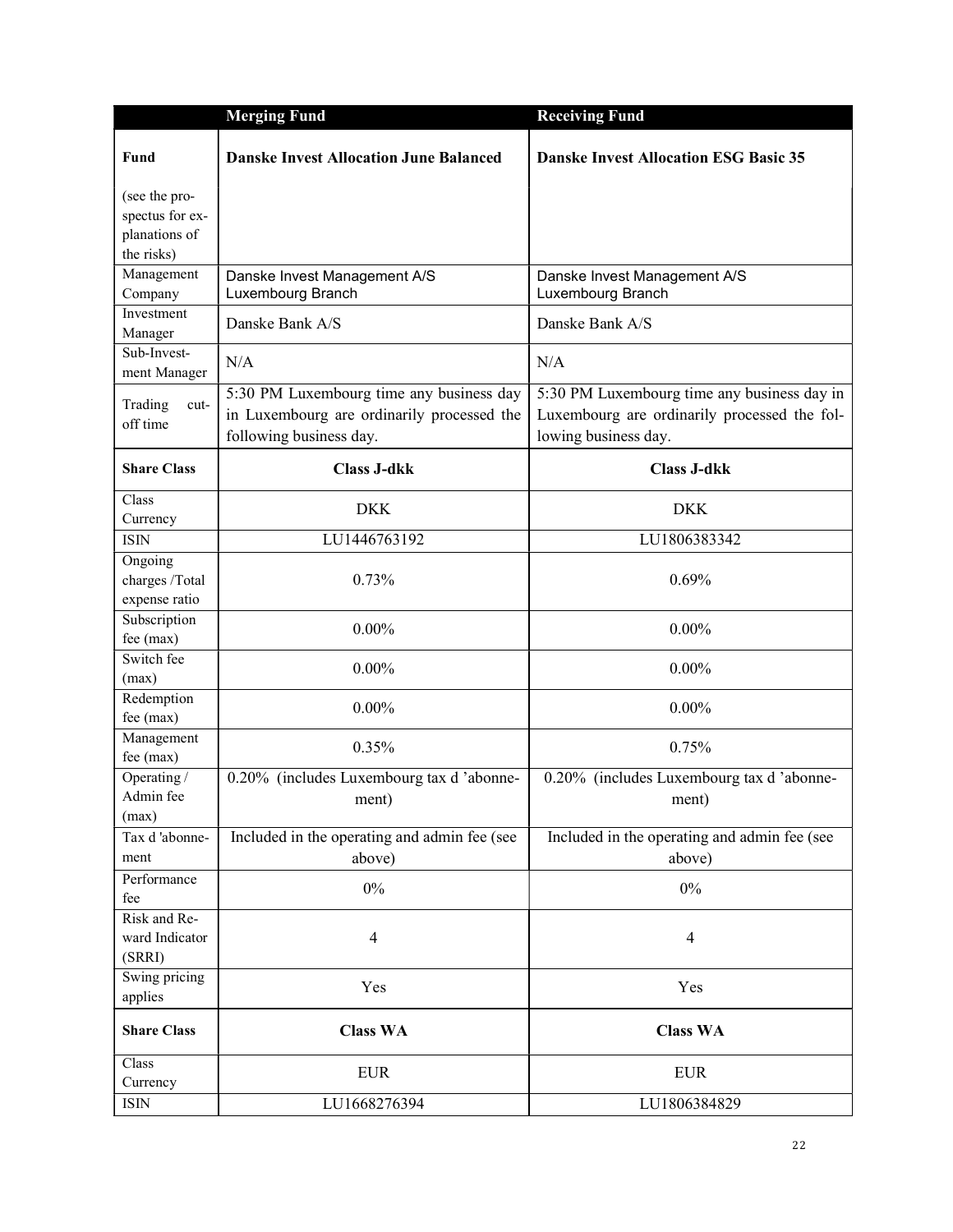| | Merging Fund | Receiving Fund |
|---|---|---|
| **Fund** (see the prospectus for explanations of the risks) | **Danske Invest Allocation June Balanced** | **Danske Invest Allocation ESG Basic 35** |
| Management Company | Danske Invest Management A/S Luxembourg Branch | Danske Invest Management A/S Luxembourg Branch |
| Investment Manager | Danske Bank A/S | Danske Bank A/S |
| Sub-Investment Manager | N/A | N/A |
| Trading cut-off time | 5:30 PM Luxembourg time any business day in Luxembourg are ordinarily processed the following business day. | 5:30 PM Luxembourg time any business day in Luxembourg are ordinarily processed the following business day. |
| **Share Class** | **Class J-dkk** | **Class J-dkk** |
| Class Currency | DKK | DKK |
| ISIN | LU1446763192 | LU1806383342 |
| Ongoing charges /Total expense ratio | 0.73% | 0.69% |
| Subscription fee (max) | 0.00% | 0.00% |
| Switch fee (max) | 0.00% | 0.00% |
| Redemption fee (max) | 0.00% | 0.00% |
| Management fee (max) | 0.35% | 0.75% |
| Operating / Admin fee (max) | 0.20% (includes Luxembourg tax d 'abonnement) | 0.20% (includes Luxembourg tax d 'abonnement) |
| Tax d 'abonnement | Included in the operating and admin fee (see above) | Included in the operating and admin fee (see above) |
| Performance fee | 0% | 0% |
| Risk and Reward Indicator (SRRI) | 4 | 4 |
| Swing pricing applies | Yes | Yes |
| **Share Class** | **Class WA** | **Class WA** |
| Class Currency | EUR | EUR |
| ISIN | LU1668276394 | LU1806384829 |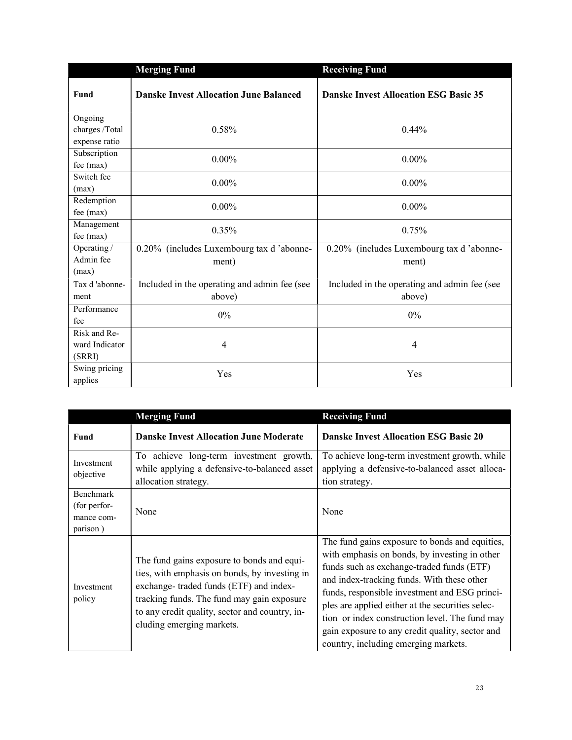| | Merging Fund | Receiving Fund |
|---|---|---|
| **Fund** | **Danske Invest Allocation June Balanced** | **Danske Invest Allocation ESG Basic 35** |
| Ongoing charges /Total expense ratio | 0.58% | 0.44% |
| Subscription fee (max) | 0.00% | 0.00% |
| Switch fee (max) | 0.00% | 0.00% |
| Redemption fee (max) | 0.00% | 0.00% |
| Management fee (max) | 0.35% | 0.75% |
| Operating / Admin fee (max) | 0.20% (includes Luxembourg tax d 'abonnement) | 0.20% (includes Luxembourg tax d 'abonnement) |
| Tax d 'abonnement | Included in the operating and admin fee (see above) | Included in the operating and admin fee (see above) |
| Performance fee | 0% | 0% |
| Risk and Reward Indicator (SRRI) | 4 | 4 |
| Swing pricing applies | Yes | Yes |

| | Merging Fund | Receiving Fund |
|---|---|---|
| **Fund** | **Danske Invest Allocation June Moderate** | **Danske Invest Allocation ESG Basic 20** |
| Investment objective | To achieve long-term investment growth, while applying a defensive-to-balanced asset allocation strategy. | To achieve long-term investment growth, while applying a defensive-to-balanced asset allocation strategy. |
| Benchmark (for performance comparison ) | None | None |
| Investment policy | The fund gains exposure to bonds and equities, with emphasis on bonds, by investing in exchange- traded funds (ETF) and index-tracking funds. The fund may gain exposure to any credit quality, sector and country, including emerging markets. | The fund gains exposure to bonds and equities, with emphasis on bonds, by investing in other funds such as exchange-traded funds (ETF) and index-tracking funds. With these other funds, responsible investment and ESG principles are applied either at the securities selection or index construction level. The fund may gain exposure to any credit quality, sector and country, including emerging markets. |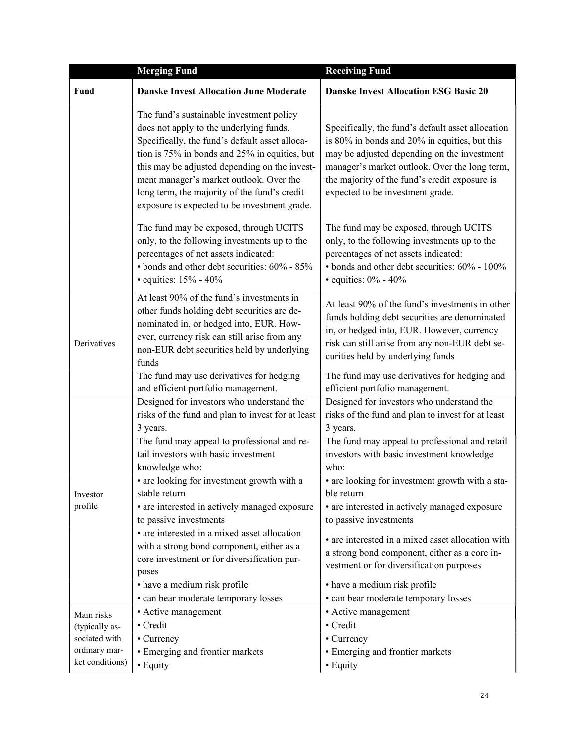| | Merging Fund | Receiving Fund |
|---|---|---|
| **Fund** | **Danske Invest Allocation June Moderate** | **Danske Invest Allocation ESG Basic 20** |
| | The fund's sustainable investment policy does not apply to the underlying funds. Specifically, the fund's default asset allocation is 75% in bonds and 25% in equities, but this may be adjusted depending on the investment manager's market outlook. Over the long term, the majority of the fund's credit exposure is expected to be investment grade.<br><br>The fund may be exposed, through UCITS only, to the following investments up to the percentages of net assets indicated:<br>• bonds and other debt securities: 60% - 85%<br>• equities: 15% - 40% | Specifically, the fund's default asset allocation is 80% in bonds and 20% in equities, but this may be adjusted depending on the investment manager's market outlook. Over the long term, the majority of the fund's credit exposure is expected to be investment grade.<br><br>The fund may be exposed, through UCITS only, to the following investments up to the percentages of net assets indicated:<br>• bonds and other debt securities: 60% - 100%<br>• equities: 0% - 40% |
| Derivatives | At least 90% of the fund's investments in other funds holding debt securities are denominated in, or hedged into, EUR. However, currency risk can still arise from any non-EUR debt securities held by underlying funds<br>The fund may use derivatives for hedging and efficient portfolio management. | At least 90% of the fund's investments in other funds holding debt securities are denominated in, or hedged into, EUR. However, currency risk can still arise from any non-EUR debt securities held by underlying funds<br>The fund may use derivatives for hedging and efficient portfolio management. |
| Investor profile | Designed for investors who understand the risks of the fund and plan to invest for at least 3 years.<br>The fund may appeal to professional and retail investors with basic investment knowledge who:<br>• are looking for investment growth with a stable return<br>• are interested in actively managed exposure to passive investments<br>• are interested in a mixed asset allocation with a strong bond component, either as a core investment or for diversification purposes<br>• have a medium risk profile<br>• can bear moderate temporary losses | Designed for investors who understand the risks of the fund and plan to invest for at least 3 years.<br>The fund may appeal to professional and retail investors with basic investment knowledge who:<br>• are looking for investment growth with a stable return<br>• are interested in actively managed exposure to passive investments<br>• are interested in a mixed asset allocation with a strong bond component, either as a core investment or for diversification purposes<br>• have a medium risk profile<br>• can bear moderate temporary losses |
| Main risks (typically associated with ordinary market conditions) | • Active management<br>• Credit<br>• Currency<br>• Emerging and frontier markets<br>• Equity | • Active management<br>• Credit<br>• Currency<br>• Emerging and frontier markets<br>• Equity |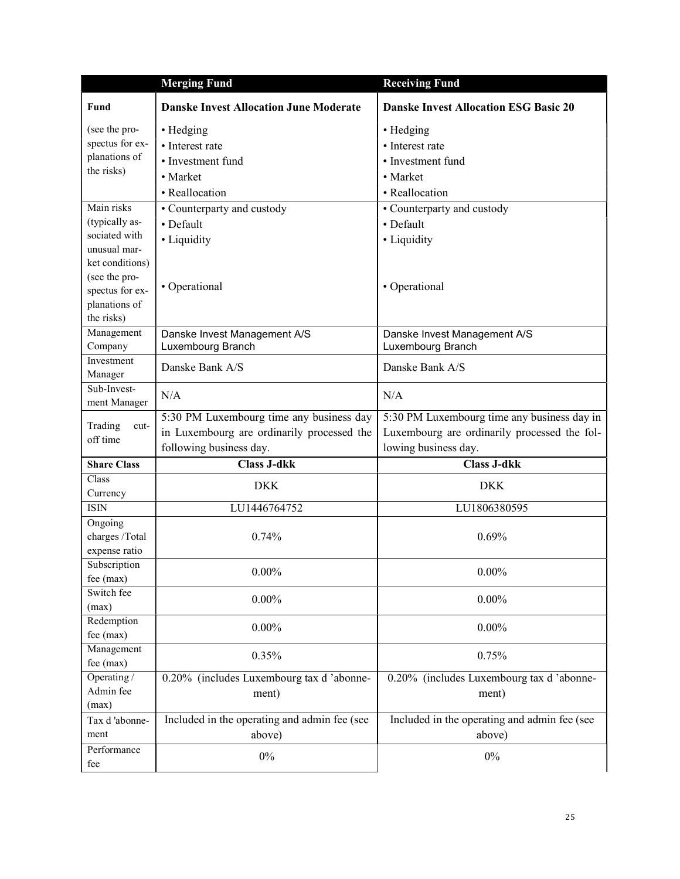| | Merging Fund | Receiving Fund |
|---|---|---|
| **Fund** | **Danske Invest Allocation June Moderate** | **Danske Invest Allocation ESG Basic 20** |
| (see the prospectus for explanations of the risks) | • Hedging<br>• Interest rate<br>• Investment fund<br>• Market<br>• Reallocation | • Hedging<br>• Interest rate<br>• Investment fund<br>• Market<br>• Reallocation |
| Main risks (typically associated with unusual market conditions) (see the prospectus for explanations of the risks) | • Counterparty and custody<br>• Default<br>• Liquidity<br>• Operational | • Counterparty and custody<br>• Default<br>• Liquidity<br>• Operational |
| Management Company | Danske Invest Management A/S Luxembourg Branch | Danske Invest Management A/S Luxembourg Branch |
| Investment Manager | Danske Bank A/S | Danske Bank A/S |
| Sub-Investment Manager | N/A | N/A |
| Trading cut-off time | 5:30 PM Luxembourg time any business day in Luxembourg are ordinarily processed the following business day. | 5:30 PM Luxembourg time any business day in Luxembourg are ordinarily processed the following business day. |
| **Share Class** | **Class J-dkk** | **Class J-dkk** |
| Class Currency | DKK | DKK |
| ISIN | LU1446764752 | LU1806380595 |
| Ongoing charges /Total expense ratio | 0.74% | 0.69% |
| Subscription fee (max) | 0.00% | 0.00% |
| Switch fee (max) | 0.00% | 0.00% |
| Redemption fee (max) | 0.00% | 0.00% |
| Management fee (max) | 0.35% | 0.75% |
| Operating / Admin fee (max) | 0.20% (includes Luxembourg tax d 'abonnement) | 0.20% (includes Luxembourg tax d 'abonnement) |
| Tax d 'abonnement | Included in the operating and admin fee (see above) | Included in the operating and admin fee (see above) |
| Performance fee | 0% | 0% |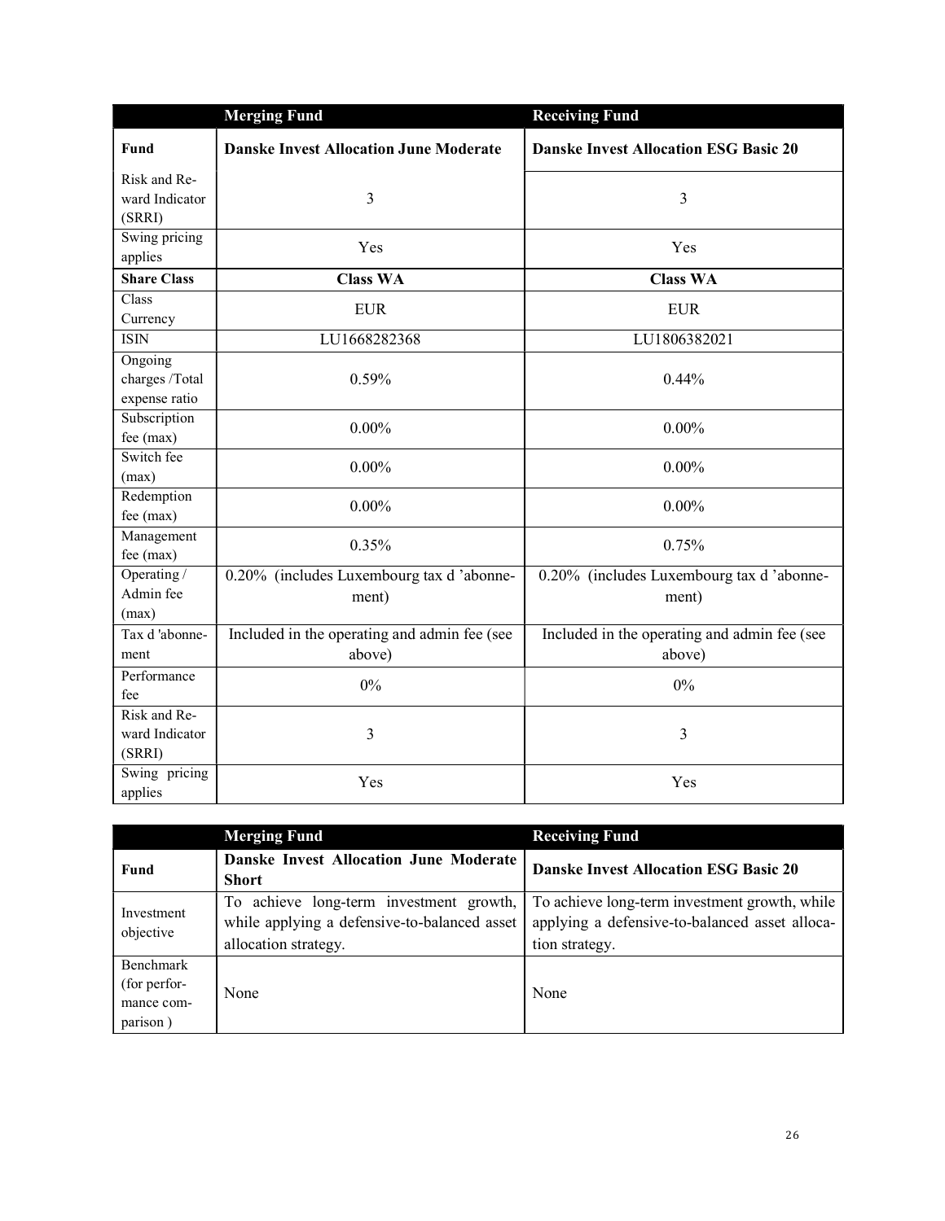| | Merging Fund | Receiving Fund |
|---|---|---|
| **Fund** | **Danske Invest Allocation June Moderate** | **Danske Invest Allocation ESG Basic 20** |
| Risk and Reward Indicator (SRRI) | 3 | 3 |
| Swing pricing applies | Yes | Yes |
| **Share Class** | **Class WA** | **Class WA** |
| Class Currency | EUR | EUR |
| ISIN | LU1668282368 | LU1806382021 |
| Ongoing charges /Total expense ratio | 0.59% | 0.44% |
| Subscription fee (max) | 0.00% | 0.00% |
| Switch fee (max) | 0.00% | 0.00% |
| Redemption fee (max) | 0.00% | 0.00% |
| Management fee (max) | 0.35% | 0.75% |
| Operating / Admin fee (max) | 0.20% (includes Luxembourg tax d 'abonnement) | 0.20% (includes Luxembourg tax d 'abonnement) |
| Tax d 'abonnement | Included in the operating and admin fee (see above) | Included in the operating and admin fee (see above) |
| Performance fee | 0% | 0% |
| Risk and Reward Indicator (SRRI) | 3 | 3 |
| Swing pricing applies | Yes | Yes |

| | Merging Fund | Receiving Fund |
|---|---|---|
| **Fund** | **Danske Invest Allocation June Moderate Short** | **Danske Invest Allocation ESG Basic 20** |
| Investment objective | To achieve long-term investment growth, while applying a defensive-to-balanced asset allocation strategy. | To achieve long-term investment growth, while applying a defensive-to-balanced asset allocation strategy. |
| Benchmark (for performance comparison ) | None | None |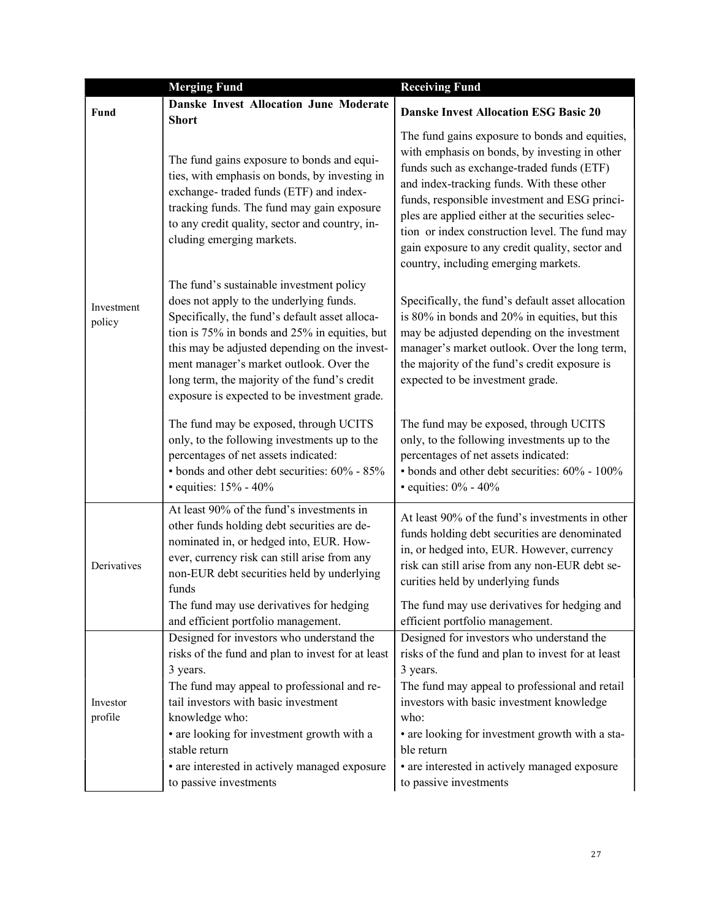| | Merging Fund | Receiving Fund |
|---|---|---|
| **Fund** | **Danske Invest Allocation June Moderate Short** | **Danske Invest Allocation ESG Basic 20** |
| Investment policy | The fund gains exposure to bonds and equities, with emphasis on bonds, by investing in exchange- traded funds (ETF) and index-tracking funds. The fund may gain exposure to any credit quality, sector and country, including emerging markets.<br><br>The fund's sustainable investment policy does not apply to the underlying funds. Specifically, the fund's default asset allocation is 75% in bonds and 25% in equities, but this may be adjusted depending on the investment manager's market outlook. Over the long term, the majority of the fund's credit exposure is expected to be investment grade.<br><br>The fund may be exposed, through UCITS only, to the following investments up to the percentages of net assets indicated:<br>• bonds and other debt securities: 60% - 85%<br>• equities: 15% - 40% | The fund gains exposure to bonds and equities, with emphasis on bonds, by investing in other funds such as exchange-traded funds (ETF) and index-tracking funds. With these other funds, responsible investment and ESG principles are applied either at the securities selection or index construction level. The fund may gain exposure to any credit quality, sector and country, including emerging markets.<br><br>Specifically, the fund's default asset allocation is 80% in bonds and 20% in equities, but this may be adjusted depending on the investment manager's market outlook. Over the long term, the majority of the fund's credit exposure is expected to be investment grade.<br><br>The fund may be exposed, through UCITS only, to the following investments up to the percentages of net assets indicated:<br>• bonds and other debt securities: 60% - 100%<br>• equities: 0% - 40% |
| Derivatives | At least 90% of the fund's investments in other funds holding debt securities are denominated in, or hedged into, EUR. However, currency risk can still arise from any non-EUR debt securities held by underlying funds<br>The fund may use derivatives for hedging and efficient portfolio management. | At least 90% of the fund's investments in other funds holding debt securities are denominated in, or hedged into, EUR. However, currency risk can still arise from any non-EUR debt securities held by underlying funds<br>The fund may use derivatives for hedging and efficient portfolio management. |
| Investor profile | Designed for investors who understand the risks of the fund and plan to invest for at least 3 years.<br>The fund may appeal to professional and retail investors with basic investment knowledge who:<br>• are looking for investment growth with a stable return<br>• are interested in actively managed exposure to passive investments | Designed for investors who understand the risks of the fund and plan to invest for at least 3 years.<br>The fund may appeal to professional and retail investors with basic investment knowledge who:<br>• are looking for investment growth with a stable return<br>• are interested in actively managed exposure to passive investments |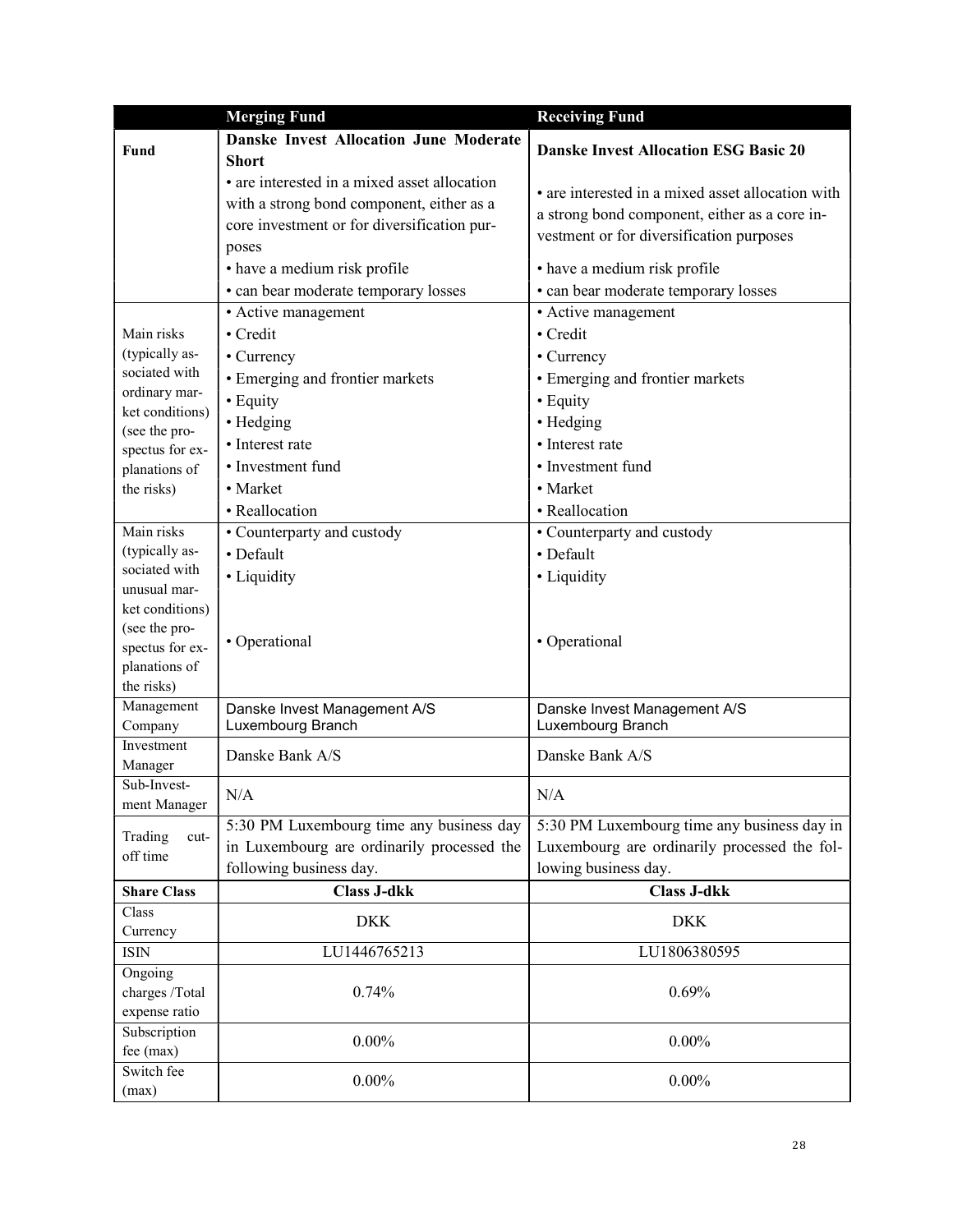| | Merging Fund | Receiving Fund |
|---|---|---|
| **Fund** | **Danske Invest Allocation June Moderate Short** | **Danske Invest Allocation ESG Basic 20** |
| | • are interested in a mixed asset allocation with a strong bond component, either as a core investment or for diversification purposes<br>• have a medium risk profile<br>• can bear moderate temporary losses | • are interested in a mixed asset allocation with a strong bond component, either as a core investment or for diversification purposes<br>• have a medium risk profile<br>• can bear moderate temporary losses |
| Main risks (typically associated with ordinary market conditions) (see the prospectus for explanations of the risks) | • Active management<br>• Credit<br>• Currency<br>• Emerging and frontier markets<br>• Equity<br>• Hedging<br>• Interest rate<br>• Investment fund<br>• Market<br>• Reallocation | • Active management<br>• Credit<br>• Currency<br>• Emerging and frontier markets<br>• Equity<br>• Hedging<br>• Interest rate<br>• Investment fund<br>• Market<br>• Reallocation |
| Main risks (typically associated with unusual market conditions) (see the prospectus for explanations of the risks) | • Counterparty and custody<br>• Default<br>• Liquidity<br>• Operational | • Counterparty and custody<br>• Default<br>• Liquidity<br>• Operational |
| Management Company | Danske Invest Management A/S Luxembourg Branch | Danske Invest Management A/S Luxembourg Branch |
| Investment Manager | Danske Bank A/S | Danske Bank A/S |
| Sub-Investment Manager | N/A | N/A |
| Trading cut-off time | 5:30 PM Luxembourg time any business day in Luxembourg are ordinarily processed the following business day. | 5:30 PM Luxembourg time any business day in Luxembourg are ordinarily processed the following business day. |
| **Share Class** | **Class J-dkk** | **Class J-dkk** |
| Class Currency | DKK | DKK |
| ISIN | LU1446765213 | LU1806380595 |
| Ongoing charges /Total expense ratio | 0.74% | 0.69% |
| Subscription fee (max) | 0.00% | 0.00% |
| Switch fee (max) | 0.00% | 0.00% |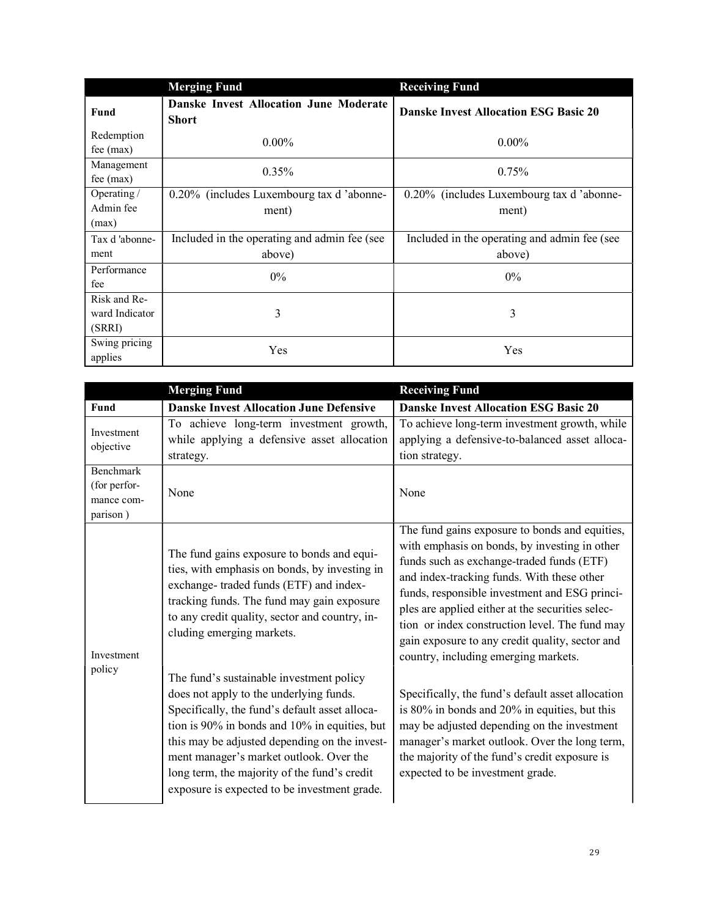| | Merging Fund | Receiving Fund |
|---|---|---|
| **Fund** | **Danske Invest Allocation June Moderate Short** | **Danske Invest Allocation ESG Basic 20** |
| Redemption fee (max) | 0.00% | 0.00% |
| Management fee (max) | 0.35% | 0.75% |
| Operating / Admin fee (max) | 0.20% (includes Luxembourg tax d 'abonnement) | 0.20% (includes Luxembourg tax d 'abonnement) |
| Tax d 'abonnement | Included in the operating and admin fee (see above) | Included in the operating and admin fee (see above) |
| Performance fee | 0% | 0% |
| Risk and Reward Indicator (SRRI) | 3 | 3 |
| Swing pricing applies | Yes | Yes |

| | Merging Fund | Receiving Fund |
|---|---|---|
| **Fund** | **Danske Invest Allocation June Defensive** | **Danske Invest Allocation ESG Basic 20** |
| Investment objective | To achieve long-term investment growth, while applying a defensive asset allocation strategy. | To achieve long-term investment growth, while applying a defensive-to-balanced asset allocation strategy. |
| Benchmark (for performance comparison ) | None | None |
| Investment policy | The fund gains exposure to bonds and equities, with emphasis on bonds, by investing in exchange- traded funds (ETF) and index-tracking funds. The fund may gain exposure to any credit quality, sector and country, including emerging markets.<br><br>The fund's sustainable investment policy does not apply to the underlying funds. Specifically, the fund's default asset allocation is 90% in bonds and 10% in equities, but this may be adjusted depending on the investment manager's market outlook. Over the long term, the majority of the fund's credit exposure is expected to be investment grade. | The fund gains exposure to bonds and equities, with emphasis on bonds, by investing in other funds such as exchange-traded funds (ETF) and index-tracking funds. With these other funds, responsible investment and ESG principles are applied either at the securities selection or index construction level. The fund may gain exposure to any credit quality, sector and country, including emerging markets.<br><br>Specifically, the fund's default asset allocation is 80% in bonds and 20% in equities, but this may be adjusted depending on the investment manager's market outlook. Over the long term, the majority of the fund's credit exposure is expected to be investment grade. |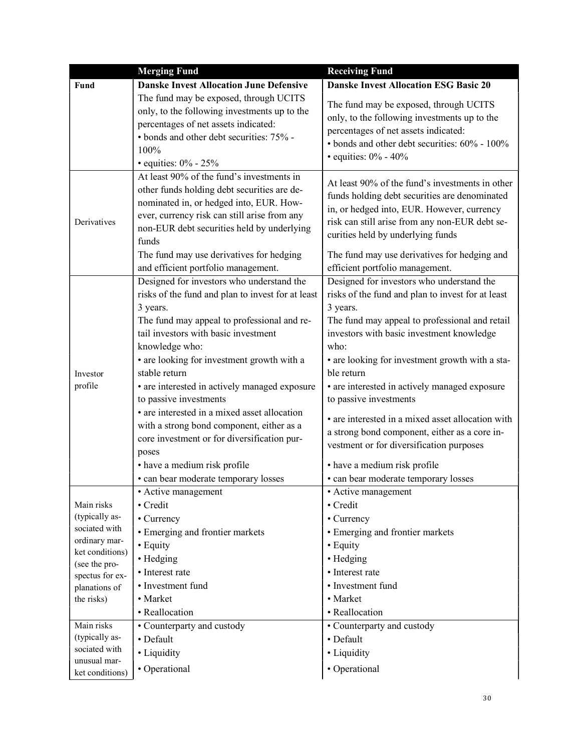| | Merging Fund | Receiving Fund |
|---|---|---|
| **Fund** | **Danske Invest Allocation June Defensive**<br>The fund may be exposed, through UCITS only, to the following investments up to the percentages of net assets indicated:<br>• bonds and other debt securities: 75% - 100%<br>• equities: 0% - 25% | **Danske Invest Allocation ESG Basic 20**<br>The fund may be exposed, through UCITS only, to the following investments up to the percentages of net assets indicated:<br>• bonds and other debt securities: 60% - 100%<br>• equities: 0% - 40% |
| Derivatives | At least 90% of the fund's investments in other funds holding debt securities are denominated in, or hedged into, EUR. However, currency risk can still arise from any non-EUR debt securities held by underlying funds<br>The fund may use derivatives for hedging and efficient portfolio management. | At least 90% of the fund's investments in other funds holding debt securities are denominated in, or hedged into, EUR. However, currency risk can still arise from any non-EUR debt securities held by underlying funds<br>The fund may use derivatives for hedging and efficient portfolio management. |
| Investor profile | Designed for investors who understand the risks of the fund and plan to invest for at least 3 years.<br>The fund may appeal to professional and retail investors with basic investment knowledge who:<br>• are looking for investment growth with a stable return<br>• are interested in actively managed exposure to passive investments<br>• are interested in a mixed asset allocation with a strong bond component, either as a core investment or for diversification purposes<br>• have a medium risk profile<br>• can bear moderate temporary losses | Designed for investors who understand the risks of the fund and plan to invest for at least 3 years.<br>The fund may appeal to professional and retail investors with basic investment knowledge who:<br>• are looking for investment growth with a stable return<br>• are interested in actively managed exposure to passive investments<br>• are interested in a mixed asset allocation with a strong bond component, either as a core investment or for diversification purposes<br>• have a medium risk profile<br>• can bear moderate temporary losses |
| Main risks (typically associated with ordinary market conditions) (see the prospectus for explanations of the risks) | • Active management<br>• Credit<br>• Currency<br>• Emerging and frontier markets<br>• Equity<br>• Hedging<br>• Interest rate<br>• Investment fund<br>• Market<br>• Reallocation | • Active management<br>• Credit<br>• Currency<br>• Emerging and frontier markets<br>• Equity<br>• Hedging<br>• Interest rate<br>• Investment fund<br>• Market<br>• Reallocation |
| Main risks (typically associated with unusual market conditions) | • Counterparty and custody<br>• Default<br>• Liquidity<br>• Operational | • Counterparty and custody<br>• Default<br>• Liquidity<br>• Operational |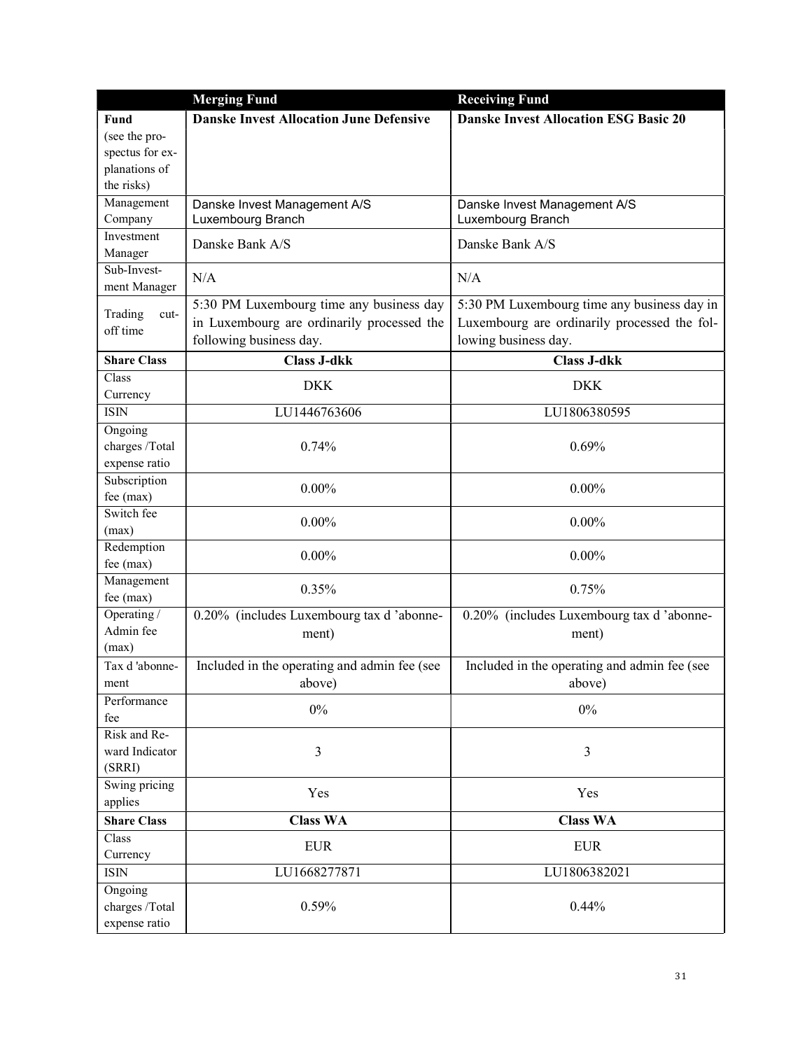| | Merging Fund | Receiving Fund |
|---|---|---|
| **Fund** (see the prospectus for explanations of the risks) | **Danske Invest Allocation June Defensive** | **Danske Invest Allocation ESG Basic 20** |
| Management Company | Danske Invest Management A/S Luxembourg Branch | Danske Invest Management A/S Luxembourg Branch |
| Investment Manager | Danske Bank A/S | Danske Bank A/S |
| Sub-Investment Manager | N/A | N/A |
| Trading cut-off time | 5:30 PM Luxembourg time any business day in Luxembourg are ordinarily processed the following business day. | 5:30 PM Luxembourg time any business day in Luxembourg are ordinarily processed the following business day. |
| **Share Class** | **Class J-dkk** | **Class J-dkk** |
| Class Currency | DKK | DKK |
| ISIN | LU1446763606 | LU1806380595 |
| Ongoing charges /Total expense ratio | 0.74% | 0.69% |
| Subscription fee (max) | 0.00% | 0.00% |
| Switch fee (max) | 0.00% | 0.00% |
| Redemption fee (max) | 0.00% | 0.00% |
| Management fee (max) | 0.35% | 0.75% |
| Operating / Admin fee (max) | 0.20% (includes Luxembourg tax d 'abonnement) | 0.20% (includes Luxembourg tax d 'abonnement) |
| Tax d 'abonnement | Included in the operating and admin fee (see above) | Included in the operating and admin fee (see above) |
| Performance fee | 0% | 0% |
| Risk and Reward Indicator (SRRI) | 3 | 3 |
| Swing pricing applies | Yes | Yes |
| **Share Class** | **Class WA** | **Class WA** |
| Class Currency | EUR | EUR |
| ISIN | LU1668277871 | LU1806382021 |
| Ongoing charges /Total expense ratio | 0.59% | 0.44% |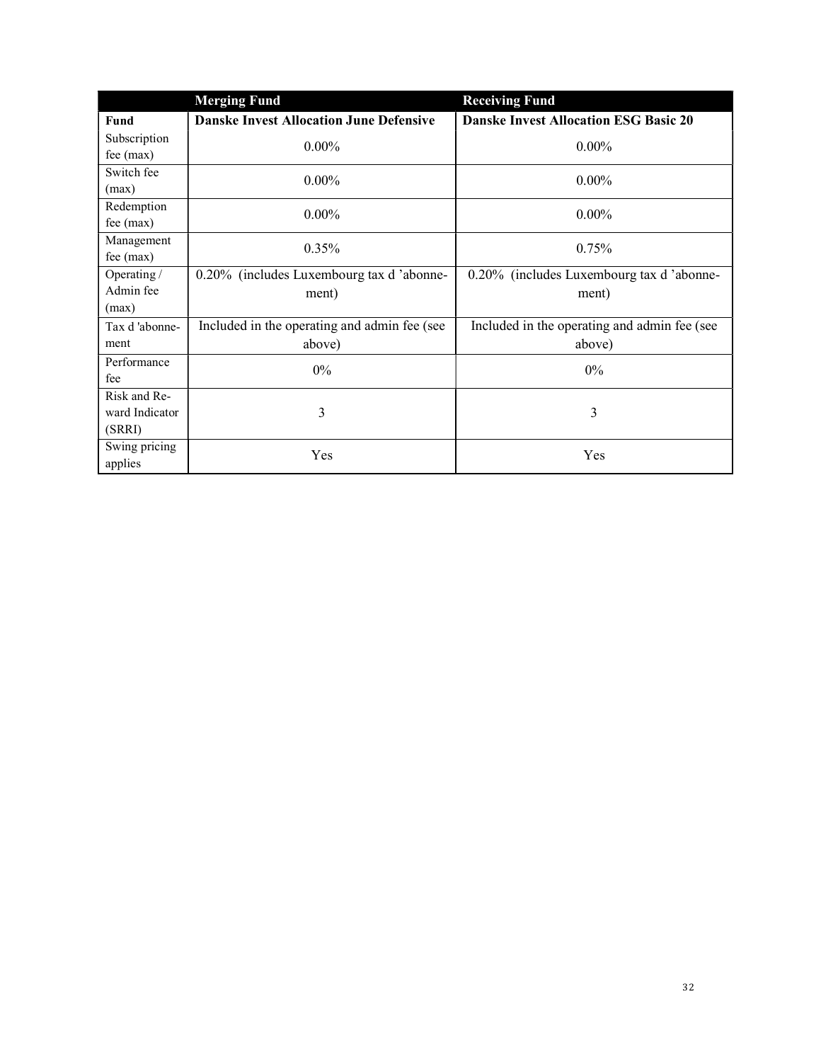| | Merging Fund | Receiving Fund |
|---|---|---|
| **Fund** | **Danske Invest Allocation June Defensive** | **Danske Invest Allocation ESG Basic 20** |
| Subscription fee (max) | 0.00% | 0.00% |
| Switch fee (max) | 0.00% | 0.00% |
| Redemption fee (max) | 0.00% | 0.00% |
| Management fee (max) | 0.35% | 0.75% |
| Operating / Admin fee (max) | 0.20% (includes Luxembourg tax d 'abonnement) | 0.20% (includes Luxembourg tax d 'abonnement) |
| Tax d 'abonnement | Included in the operating and admin fee (see above) | Included in the operating and admin fee (see above) |
| Performance fee | 0% | 0% |
| Risk and Reward Indicator (SRRI) | 3 | 3 |
| Swing pricing applies | Yes | Yes |